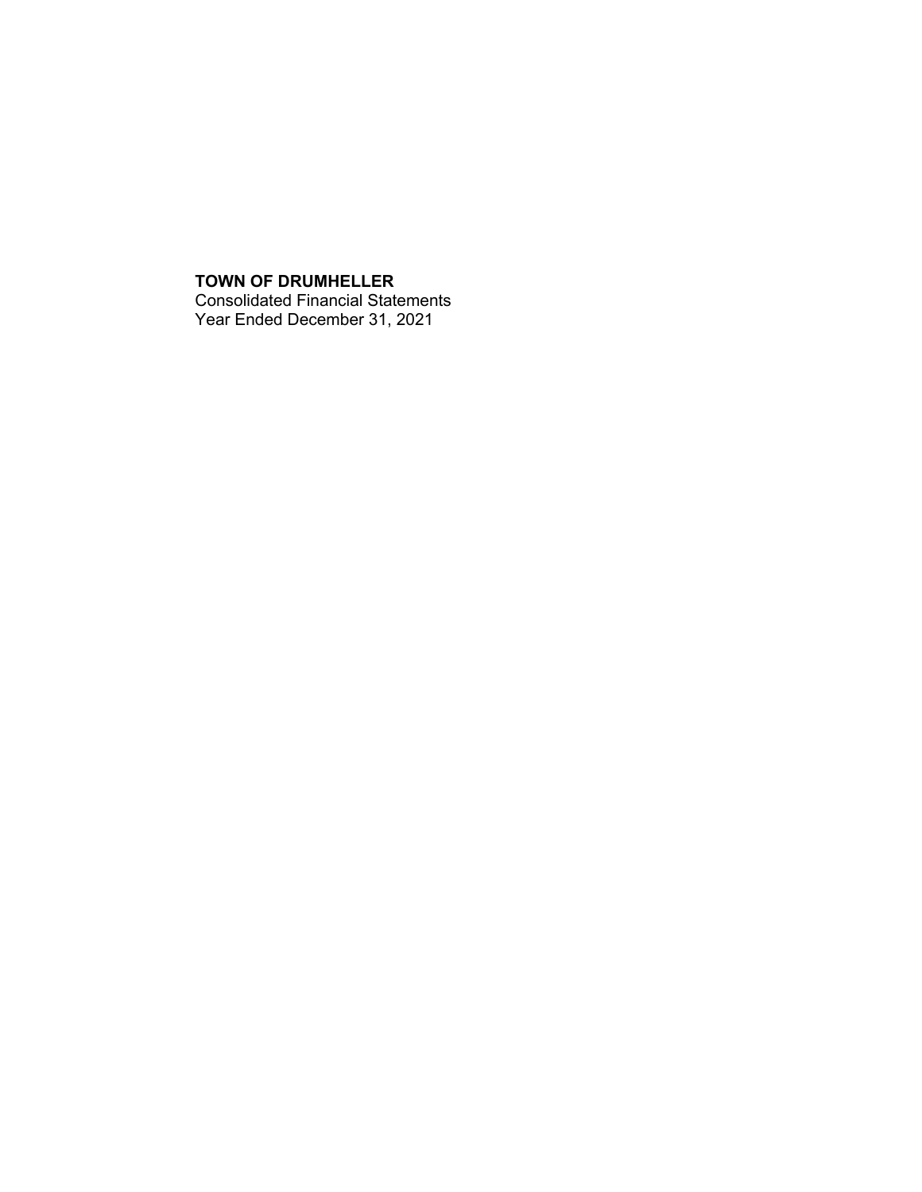**TOWN OF DRUMHELLER**

Consolidated Financial Statements

Year Ended December 31, 2021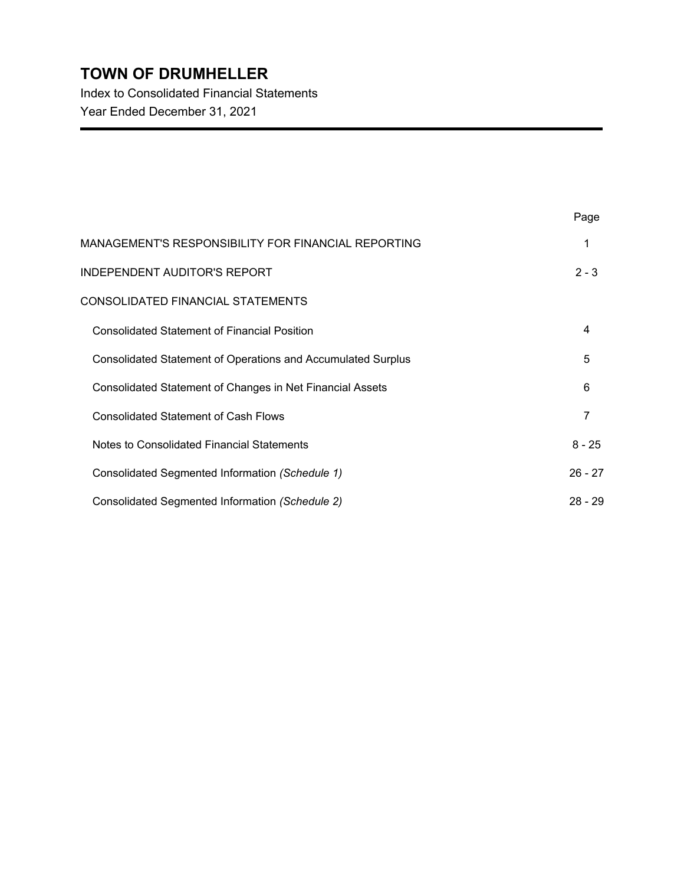# TOWN OF DRUMHELLER

Index to Consolidated Financial Statements

Year Ended December 31, 2021

| | Page |
|---|---|
| MANAGEMENT'S RESPONSIBILITY FOR FINANCIAL REPORTING | 1 |
| INDEPENDENT AUDITOR'S REPORT | 2 - 3 |
| CONSOLIDATED FINANCIAL STATEMENTS | |
| Consolidated Statement of Financial Position | 4 |
| Consolidated Statement of Operations and Accumulated Surplus | 5 |
| Consolidated Statement of Changes in Net Financial Assets | 6 |
| Consolidated Statement of Cash Flows | 7 |
| Notes to Consolidated Financial Statements | 8 - 25 |
| Consolidated Segmented Information *(Schedule 1)* | 26 - 27 |
| Consolidated Segmented Information *(Schedule 2)* | 28 - 29 |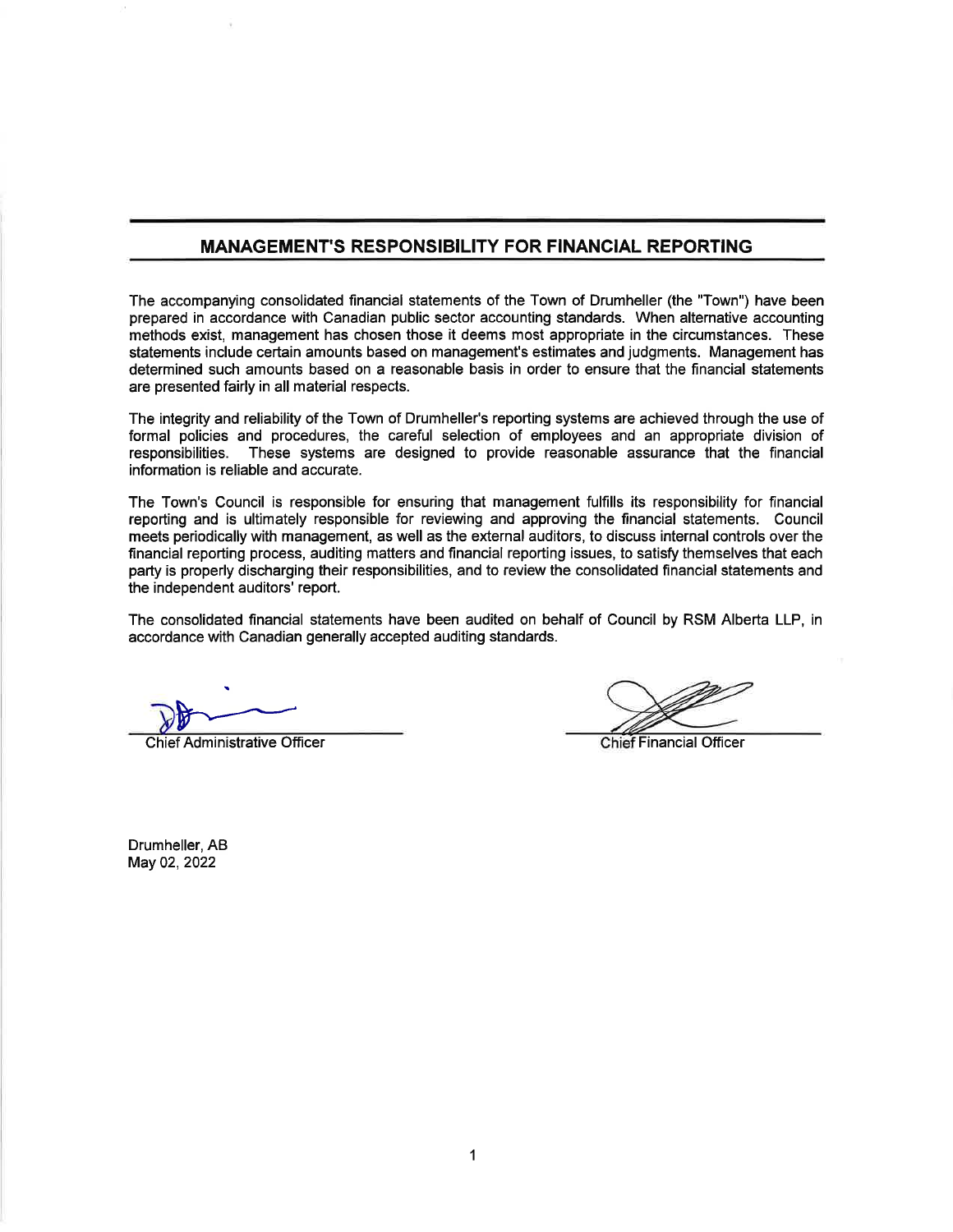## MANAGEMENT'S RESPONSIBILITY FOR FINANCIAL REPORTING

The accompanying consolidated financial statements of the Town of Drumheller (the "Town") have been prepared in accordance with Canadian public sector accounting standards. When alternative accounting methods exist, management has chosen those it deems most appropriate in the circumstances. These statements include certain amounts based on management's estimates and judgments. Management has determined such amounts based on a reasonable basis in order to ensure that the financial statements are presented fairly in all material respects.

The integrity and reliability of the Town of Drumheller's reporting systems are achieved through the use of formal policies and procedures, the careful selection of employees and an appropriate division of responsibilities. These systems are designed to provide reasonable assurance that the financial information is reliable and accurate.

The Town's Council is responsible for ensuring that management fulfills its responsibility for financial reporting and is ultimately responsible for reviewing and approving the financial statements. Council meets periodically with management, as well as the external auditors, to discuss internal controls over the financial reporting process, auditing matters and financial reporting issues, to satisfy themselves that each party is properly discharging their responsibilities, and to review the consolidated financial statements and the independent auditors' report.

The consolidated financial statements have been audited on behalf of Council by RSM Alberta LLP, in accordance with Canadian generally accepted auditing standards.

Chief Administrative Officer

Chief Financial Officer

Drumheller, AB
May 02, 2022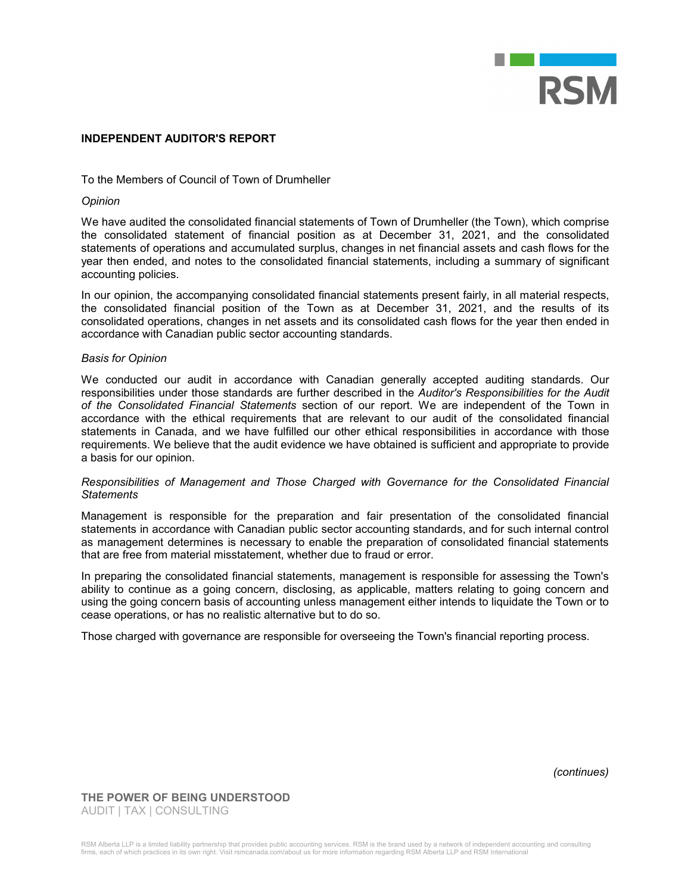## INDEPENDENT AUDITOR'S REPORT

To the Members of Council of Town of Drumheller

*Opinion*

We have audited the consolidated financial statements of Town of Drumheller (the Town), which comprise the consolidated statement of financial position as at December 31, 2021, and the consolidated statements of operations and accumulated surplus, changes in net financial assets and cash flows for the year then ended, and notes to the consolidated financial statements, including a summary of significant accounting policies.

In our opinion, the accompanying consolidated financial statements present fairly, in all material respects, the consolidated financial position of the Town as at December 31, 2021, and the results of its consolidated operations, changes in net assets and its consolidated cash flows for the year then ended in accordance with Canadian public sector accounting standards.

*Basis for Opinion*

We conducted our audit in accordance with Canadian generally accepted auditing standards. Our responsibilities under those standards are further described in the *Auditor's Responsibilities for the Audit of the Consolidated Financial Statements* section of our report. We are independent of the Town in accordance with the ethical requirements that are relevant to our audit of the consolidated financial statements in Canada, and we have fulfilled our other ethical responsibilities in accordance with those requirements. We believe that the audit evidence we have obtained is sufficient and appropriate to provide a basis for our opinion.

*Responsibilities of Management and Those Charged with Governance for the Consolidated Financial Statements*

Management is responsible for the preparation and fair presentation of the consolidated financial statements in accordance with Canadian public sector accounting standards, and for such internal control as management determines is necessary to enable the preparation of consolidated financial statements that are free from material misstatement, whether due to fraud or error.

In preparing the consolidated financial statements, management is responsible for assessing the Town's ability to continue as a going concern, disclosing, as applicable, matters relating to going concern and using the going concern basis of accounting unless management either intends to liquidate the Town or to cease operations, or has no realistic alternative but to do so.

Those charged with governance are responsible for overseeing the Town's financial reporting process.

*(continues)*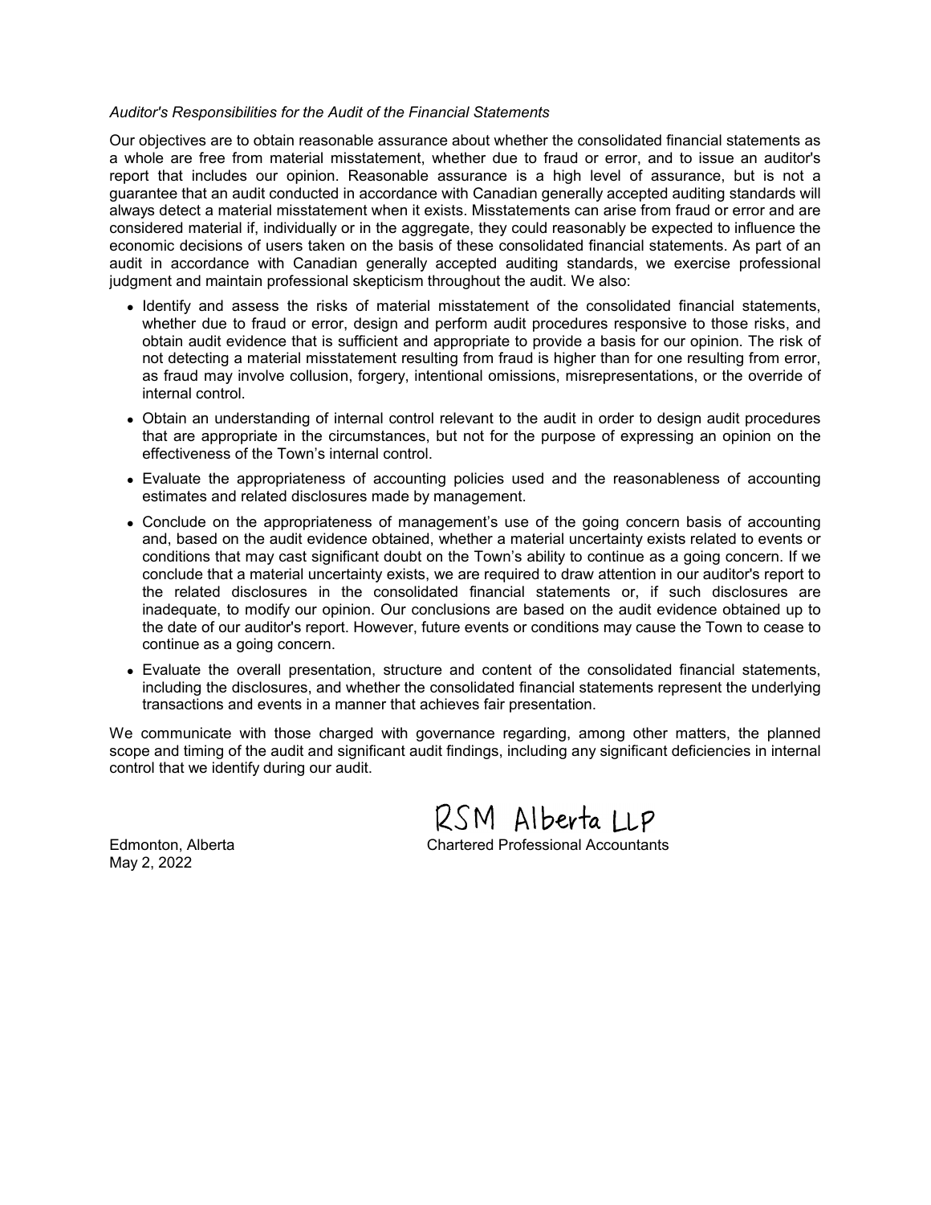*Auditor's Responsibilities for the Audit of the Financial Statements*

Our objectives are to obtain reasonable assurance about whether the consolidated financial statements as a whole are free from material misstatement, whether due to fraud or error, and to issue an auditor's report that includes our opinion. Reasonable assurance is a high level of assurance, but is not a guarantee that an audit conducted in accordance with Canadian generally accepted auditing standards will always detect a material misstatement when it exists. Misstatements can arise from fraud or error and are considered material if, individually or in the aggregate, they could reasonably be expected to influence the economic decisions of users taken on the basis of these consolidated financial statements. As part of an audit in accordance with Canadian generally accepted auditing standards, we exercise professional judgment and maintain professional skepticism throughout the audit. We also:

- Identify and assess the risks of material misstatement of the consolidated financial statements, whether due to fraud or error, design and perform audit procedures responsive to those risks, and obtain audit evidence that is sufficient and appropriate to provide a basis for our opinion. The risk of not detecting a material misstatement resulting from fraud is higher than for one resulting from error, as fraud may involve collusion, forgery, intentional omissions, misrepresentations, or the override of internal control.
- Obtain an understanding of internal control relevant to the audit in order to design audit procedures that are appropriate in the circumstances, but not for the purpose of expressing an opinion on the effectiveness of the Town's internal control.
- Evaluate the appropriateness of accounting policies used and the reasonableness of accounting estimates and related disclosures made by management.
- Conclude on the appropriateness of management's use of the going concern basis of accounting and, based on the audit evidence obtained, whether a material uncertainty exists related to events or conditions that may cast significant doubt on the Town's ability to continue as a going concern. If we conclude that a material uncertainty exists, we are required to draw attention in our auditor's report to the related disclosures in the consolidated financial statements or, if such disclosures are inadequate, to modify our opinion. Our conclusions are based on the audit evidence obtained up to the date of our auditor's report. However, future events or conditions may cause the Town to cease to continue as a going concern.
- Evaluate the overall presentation, structure and content of the consolidated financial statements, including the disclosures, and whether the consolidated financial statements represent the underlying transactions and events in a manner that achieves fair presentation.

We communicate with those charged with governance regarding, among other matters, the planned scope and timing of the audit and significant audit findings, including any significant deficiencies in internal control that we identify during our audit.

RSM Alberta LLP

Chartered Professional Accountants

Edmonton, Alberta
May 2, 2022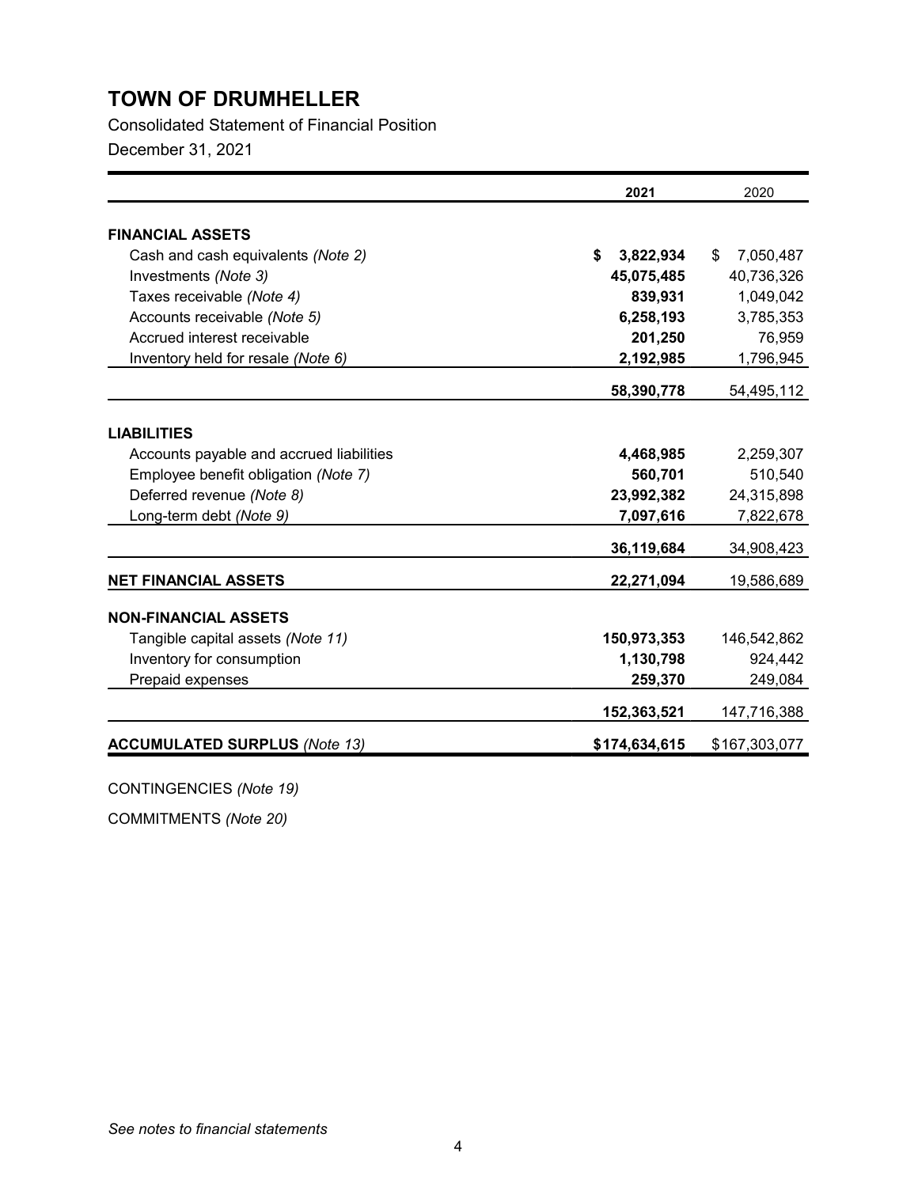# TOWN OF DRUMHELLER

Consolidated Statement of Financial Position

December 31, 2021

| | 2021 | 2020 |
|---|---|---|
| **FINANCIAL ASSETS** | | |
| Cash and cash equivalents *(Note 2)* | **$ 3,822,934** | $ 7,050,487 |
| Investments *(Note 3)* | **45,075,485** | 40,736,326 |
| Taxes receivable *(Note 4)* | **839,931** | 1,049,042 |
| Accounts receivable *(Note 5)* | **6,258,193** | 3,785,353 |
| Accrued interest receivable | **201,250** | 76,959 |
| Inventory held for resale *(Note 6)* | **2,192,985** | 1,796,945 |
| | **58,390,778** | 54,495,112 |
| **LIABILITIES** | | |
| Accounts payable and accrued liabilities | **4,468,985** | 2,259,307 |
| Employee benefit obligation *(Note 7)* | **560,701** | 510,540 |
| Deferred revenue *(Note 8)* | **23,992,382** | 24,315,898 |
| Long-term debt *(Note 9)* | **7,097,616** | 7,822,678 |
| | **36,119,684** | 34,908,423 |
| **NET FINANCIAL ASSETS** | **22,271,094** | 19,586,689 |
| **NON-FINANCIAL ASSETS** | | |
| Tangible capital assets *(Note 11)* | **150,973,353** | 146,542,862 |
| Inventory for consumption | **1,130,798** | 924,442 |
| Prepaid expenses | **259,370** | 249,084 |
| | **152,363,521** | 147,716,388 |
| **ACCUMULATED SURPLUS** *(Note 13)* | **$174,634,615** | $167,303,077 |

CONTINGENCIES *(Note 19)*

COMMITMENTS *(Note 20)*

*See notes to financial statements*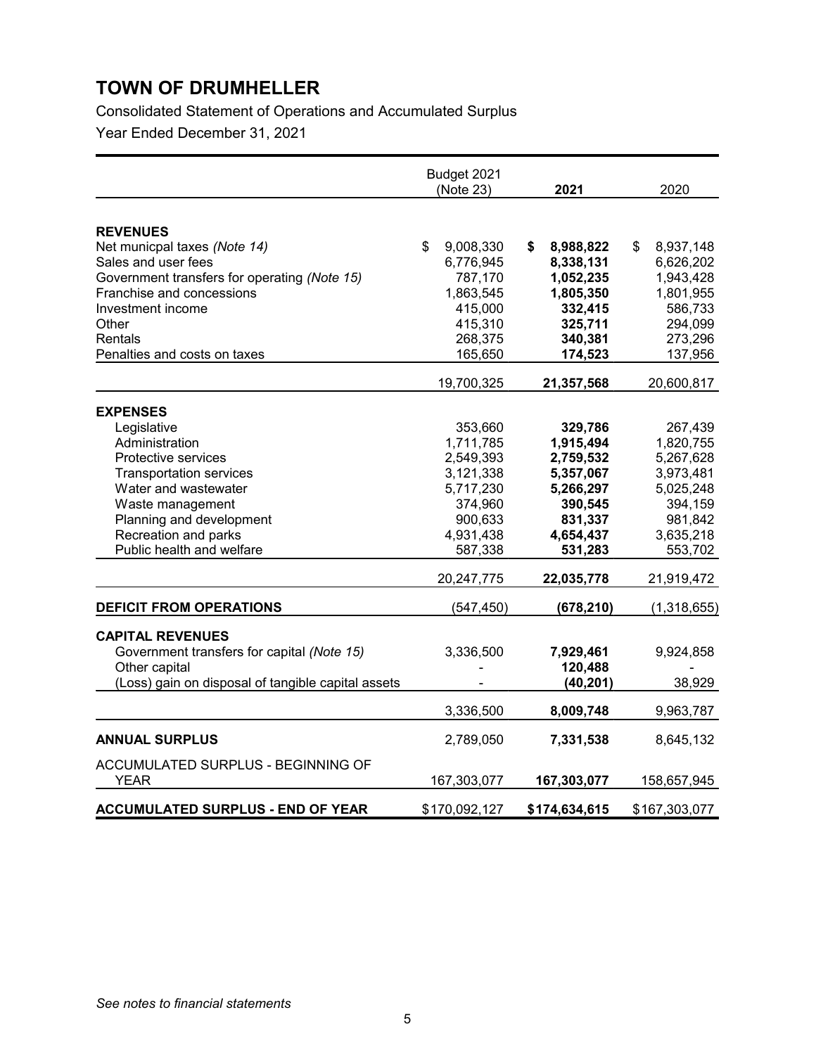# TOWN OF DRUMHELLER

Consolidated Statement of Operations and Accumulated Surplus

Year Ended December 31, 2021

| | Budget 2021 (Note 23) | **2021** | 2020 |
|---|---|---|---|
| **REVENUES** | | | |
| Net municpal taxes *(Note 14)* | $ 9,008,330 | **$ 8,988,822** | $ 8,937,148 |
| Sales and user fees | 6,776,945 | **8,338,131** | 6,626,202 |
| Government transfers for operating *(Note 15)* | 787,170 | **1,052,235** | 1,943,428 |
| Franchise and concessions | 1,863,545 | **1,805,350** | 1,801,955 |
| Investment income | 415,000 | **332,415** | 586,733 |
| Other | 415,310 | **325,711** | 294,099 |
| Rentals | 268,375 | **340,381** | 273,296 |
| Penalties and costs on taxes | 165,650 | **174,523** | 137,956 |
| | 19,700,325 | **21,357,568** | 20,600,817 |
| **EXPENSES** | | | |
| Legislative | 353,660 | **329,786** | 267,439 |
| Administration | 1,711,785 | **1,915,494** | 1,820,755 |
| Protective services | 2,549,393 | **2,759,532** | 5,267,628 |
| Transportation services | 3,121,338 | **5,357,067** | 3,973,481 |
| Water and wastewater | 5,717,230 | **5,266,297** | 5,025,248 |
| Waste management | 374,960 | **390,545** | 394,159 |
| Planning and development | 900,633 | **831,337** | 981,842 |
| Recreation and parks | 4,931,438 | **4,654,437** | 3,635,218 |
| Public health and welfare | 587,338 | **531,283** | 553,702 |
| | 20,247,775 | **22,035,778** | 21,919,472 |
| **DEFICIT FROM OPERATIONS** | (547,450) | **(678,210)** | (1,318,655) |
| **CAPITAL REVENUES** | | | |
| Government transfers for capital *(Note 15)* | 3,336,500 | **7,929,461** | 9,924,858 |
| Other capital | - | **120,488** | - |
| (Loss) gain on disposal of tangible capital assets | - | **(40,201)** | 38,929 |
| | 3,336,500 | **8,009,748** | 9,963,787 |
| **ANNUAL SURPLUS** | 2,789,050 | **7,331,538** | 8,645,132 |
| ACCUMULATED SURPLUS - BEGINNING OF YEAR | 167,303,077 | **167,303,077** | 158,657,945 |
| **ACCUMULATED SURPLUS - END OF YEAR** | $170,092,127 | **$174,634,615** | $167,303,077 |

*See notes to financial statements*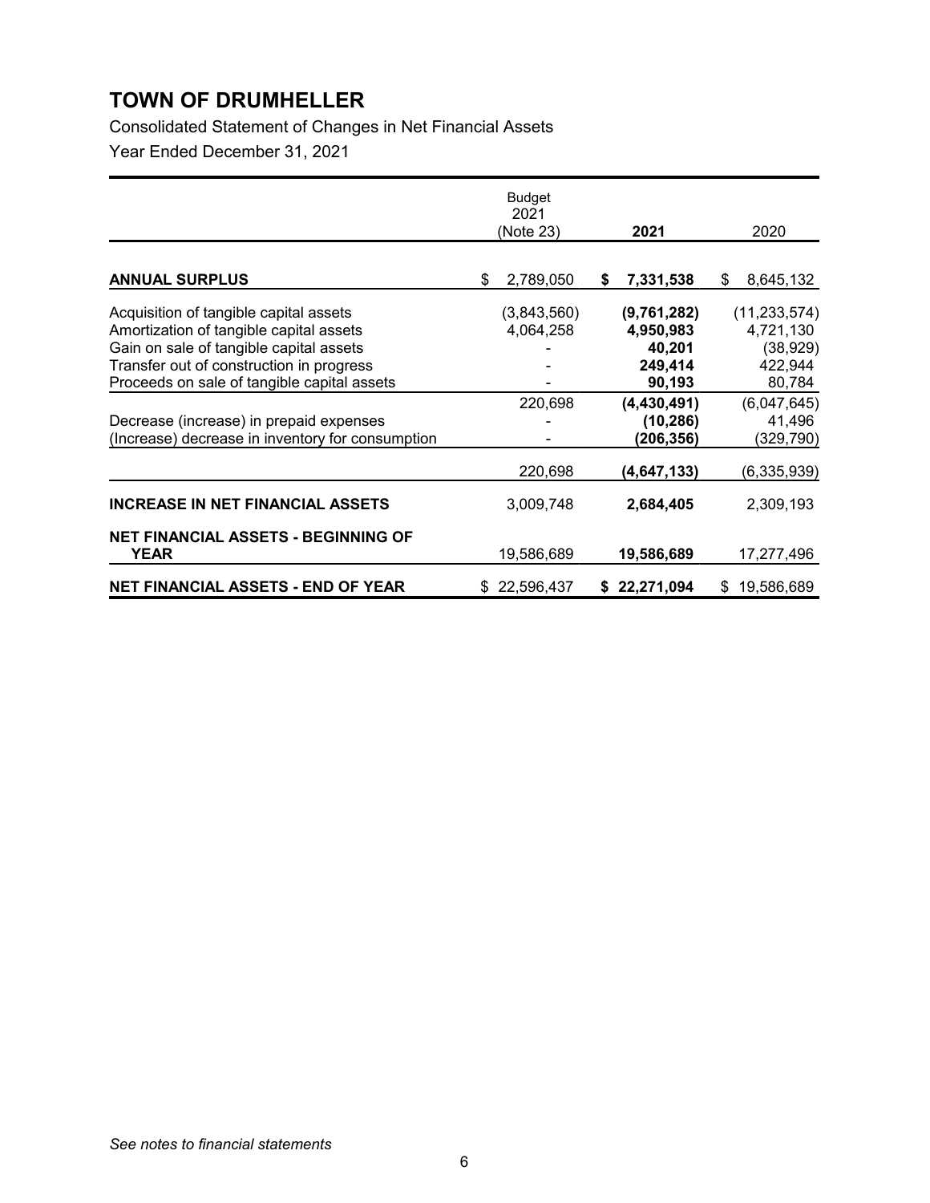# TOWN OF DRUMHELLER

Consolidated Statement of Changes in Net Financial Assets

Year Ended December 31, 2021

| | Budget 2021 (Note 23) | 2021 | 2020 |
|---|---|---|---|
| **ANNUAL SURPLUS** | $ 2,789,050 | **$ 7,331,538** | $ 8,645,132 |
| Acquisition of tangible capital assets | (3,843,560) | **(9,761,282)** | (11,233,574) |
| Amortization of tangible capital assets | 4,064,258 | **4,950,983** | 4,721,130 |
| Gain on sale of tangible capital assets | - | **40,201** | (38,929) |
| Transfer out of construction in progress | - | **249,414** | 422,944 |
| Proceeds on sale of tangible capital assets | - | **90,193** | 80,784 |
| | 220,698 | **(4,430,491)** | (6,047,645) |
| Decrease (increase) in prepaid expenses | - | **(10,286)** | 41,496 |
| (Increase) decrease in inventory for consumption | - | **(206,356)** | (329,790) |
| | 220,698 | **(4,647,133)** | (6,335,939) |
| **INCREASE IN NET FINANCIAL ASSETS** | 3,009,748 | **2,684,405** | 2,309,193 |
| **NET FINANCIAL ASSETS - BEGINNING OF YEAR** | 19,586,689 | **19,586,689** | 17,277,496 |
| **NET FINANCIAL ASSETS - END OF YEAR** | $ 22,596,437 | **$ 22,271,094** | $ 19,586,689 |

*See notes to financial statements*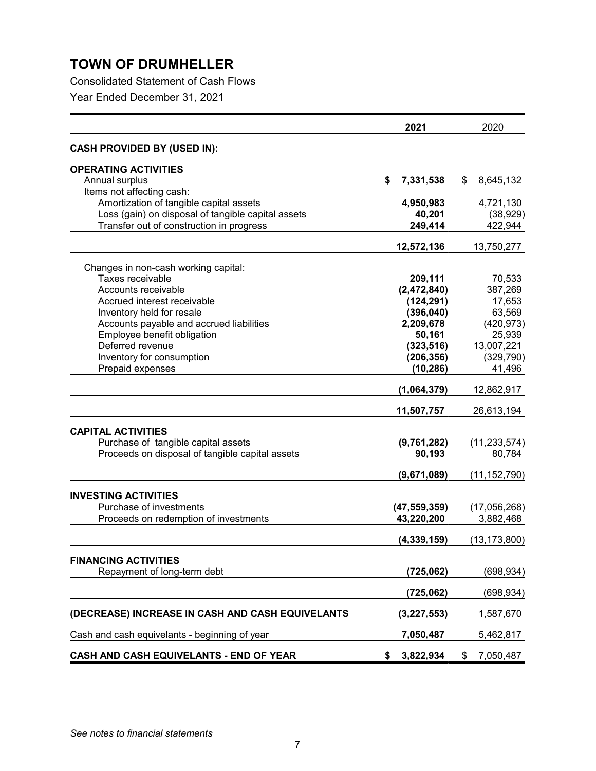# TOWN OF DRUMHELLER

Consolidated Statement of Cash Flows

Year Ended December 31, 2021

| | 2021 | 2020 |
|---|---|---|
| **CASH PROVIDED BY (USED IN):** | | |
| **OPERATING ACTIVITIES** | | |
| Annual surplus | **$ 7,331,538** | $ 8,645,132 |
| Items not affecting cash: | | |
| Amortization of tangible capital assets | **4,950,983** | 4,721,130 |
| Loss (gain) on disposal of tangible capital assets | **40,201** | (38,929) |
| Transfer out of construction in progress | **249,414** | 422,944 |
| | **12,572,136** | 13,750,277 |
| Changes in non-cash working capital: | | |
| Taxes receivable | **209,111** | 70,533 |
| Accounts receivable | **(2,472,840)** | 387,269 |
| Accrued interest receivable | **(124,291)** | 17,653 |
| Inventory held for resale | **(396,040)** | 63,569 |
| Accounts payable and accrued liabilities | **2,209,678** | (420,973) |
| Employee benefit obligation | **50,161** | 25,939 |
| Deferred revenue | **(323,516)** | 13,007,221 |
| Inventory for consumption | **(206,356)** | (329,790) |
| Prepaid expenses | **(10,286)** | 41,496 |
| | **(1,064,379)** | 12,862,917 |
| | **11,507,757** | 26,613,194 |
| **CAPITAL ACTIVITIES** | | |
| Purchase of tangible capital assets | **(9,761,282)** | (11,233,574) |
| Proceeds on disposal of tangible capital assets | **90,193** | 80,784 |
| | **(9,671,089)** | (11,152,790) |
| **INVESTING ACTIVITIES** | | |
| Purchase of investments | **(47,559,359)** | (17,056,268) |
| Proceeds on redemption of investments | **43,220,200** | 3,882,468 |
| | **(4,339,159)** | (13,173,800) |
| **FINANCING ACTIVITIES** | | |
| Repayment of long-term debt | **(725,062)** | (698,934) |
| | **(725,062)** | (698,934) |
| **(DECREASE) INCREASE IN CASH AND CASH EQUIVALENTS** | **(3,227,553)** | 1,587,670 |
| Cash and cash equivelants - beginning of year | **7,050,487** | 5,462,817 |
| **CASH AND CASH EQUIVELANTS - END OF YEAR** | **$ 3,822,934** | $ 7,050,487 |

*See notes to financial statements*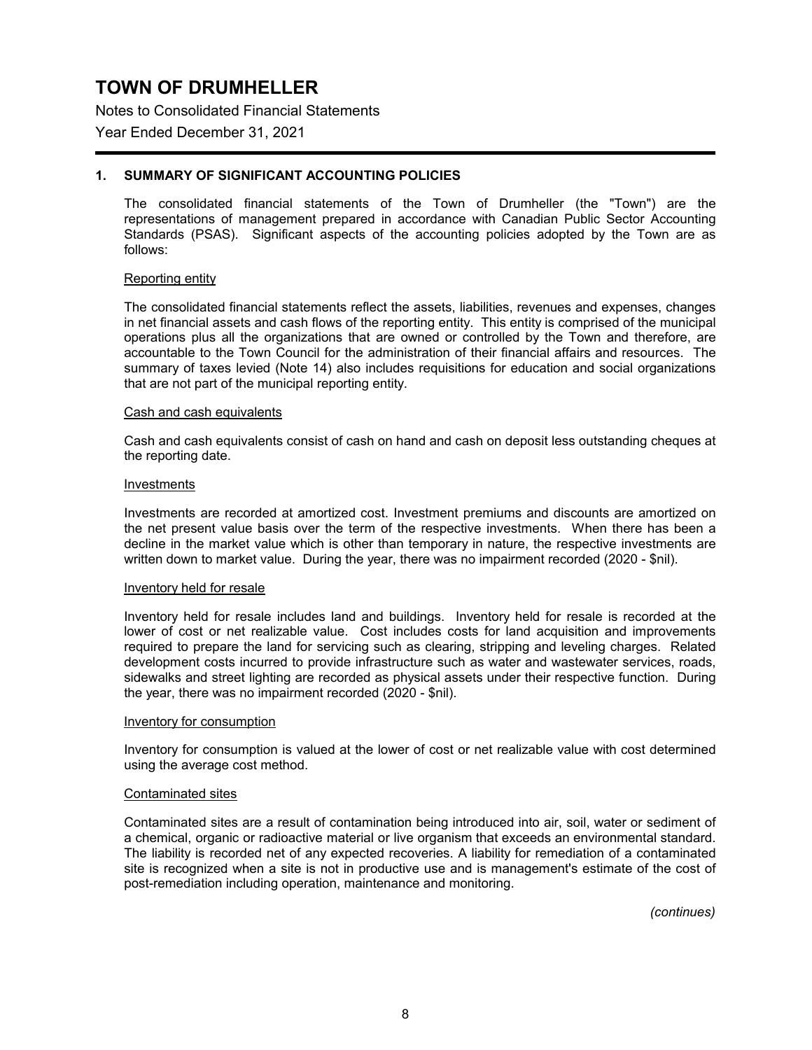# TOWN OF DRUMHELLER

Notes to Consolidated Financial Statements

Year Ended December 31, 2021

## 1. SUMMARY OF SIGNIFICANT ACCOUNTING POLICIES

The consolidated financial statements of the Town of Drumheller (the "Town") are the representations of management prepared in accordance with Canadian Public Sector Accounting Standards (PSAS). Significant aspects of the accounting policies adopted by the Town are as follows:

### Reporting entity

The consolidated financial statements reflect the assets, liabilities, revenues and expenses, changes in net financial assets and cash flows of the reporting entity. This entity is comprised of the municipal operations plus all the organizations that are owned or controlled by the Town and therefore, are accountable to the Town Council for the administration of their financial affairs and resources. The summary of taxes levied (Note 14) also includes requisitions for education and social organizations that are not part of the municipal reporting entity.

### Cash and cash equivalents

Cash and cash equivalents consist of cash on hand and cash on deposit less outstanding cheques at the reporting date.

### Investments

Investments are recorded at amortized cost. Investment premiums and discounts are amortized on the net present value basis over the term of the respective investments. When there has been a decline in the market value which is other than temporary in nature, the respective investments are written down to market value. During the year, there was no impairment recorded (2020 - $nil).

### Inventory held for resale

Inventory held for resale includes land and buildings. Inventory held for resale is recorded at the lower of cost or net realizable value. Cost includes costs for land acquisition and improvements required to prepare the land for servicing such as clearing, stripping and leveling charges. Related development costs incurred to provide infrastructure such as water and wastewater services, roads, sidewalks and street lighting are recorded as physical assets under their respective function. During the year, there was no impairment recorded (2020 - $nil).

### Inventory for consumption

Inventory for consumption is valued at the lower of cost or net realizable value with cost determined using the average cost method.

### Contaminated sites

Contaminated sites are a result of contamination being introduced into air, soil, water or sediment of a chemical, organic or radioactive material or live organism that exceeds an environmental standard. The liability is recorded net of any expected recoveries. A liability for remediation of a contaminated site is recognized when a site is not in productive use and is management's estimate of the cost of post-remediation including operation, maintenance and monitoring.

*(continues)*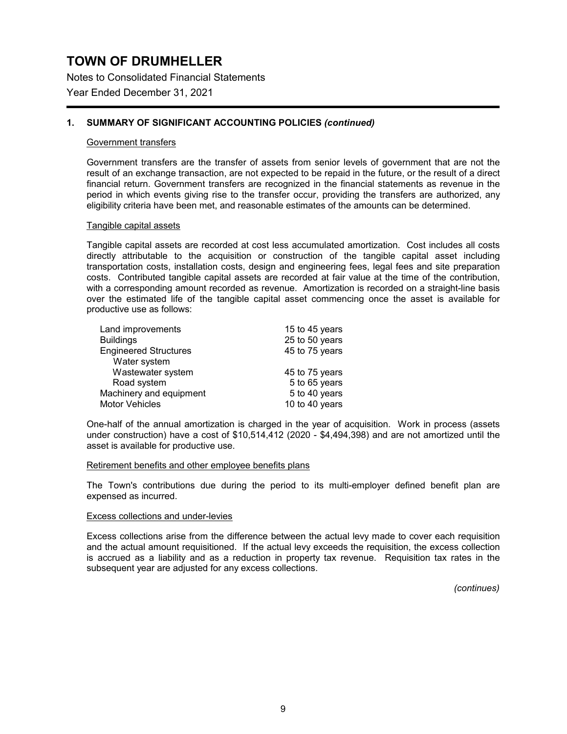# TOWN OF DRUMHELLER

Notes to Consolidated Financial Statements

Year Ended December 31, 2021

## 1. SUMMARY OF SIGNIFICANT ACCOUNTING POLICIES *(continued)*

### Government transfers

Government transfers are the transfer of assets from senior levels of government that are not the result of an exchange transaction, are not expected to be repaid in the future, or the result of a direct financial return. Government transfers are recognized in the financial statements as revenue in the period in which events giving rise to the transfer occur, providing the transfers are authorized, any eligibility criteria have been met, and reasonable estimates of the amounts can be determined.

### Tangible capital assets

Tangible capital assets are recorded at cost less accumulated amortization. Cost includes all costs directly attributable to the acquisition or construction of the tangible capital asset including transportation costs, installation costs, design and engineering fees, legal fees and site preparation costs. Contributed tangible capital assets are recorded at fair value at the time of the contribution, with a corresponding amount recorded as revenue. Amortization is recorded on a straight-line basis over the estimated life of the tangible capital asset commencing once the asset is available for productive use as follows:

| | |
|---|---|
| Land improvements | 15 to 45 years |
| Buildings | 25 to 50 years |
| Engineered Structures | 45 to 75 years |
| Water system | |
| Wastewater system | 45 to 75 years |
| Road system | 5 to 65 years |
| Machinery and equipment | 5 to 40 years |
| Motor Vehicles | 10 to 40 years |

One-half of the annual amortization is charged in the year of acquisition. Work in process (assets under construction) have a cost of $10,514,412 (2020 - $4,494,398) and are not amortized until the asset is available for productive use.

### Retirement benefits and other employee benefits plans

The Town's contributions due during the period to its multi-employer defined benefit plan are expensed as incurred.

### Excess collections and under-levies

Excess collections arise from the difference between the actual levy made to cover each requisition and the actual amount requisitioned. If the actual levy exceeds the requisition, the excess collection is accrued as a liability and as a reduction in property tax revenue. Requisition tax rates in the subsequent year are adjusted for any excess collections.

*(continues)*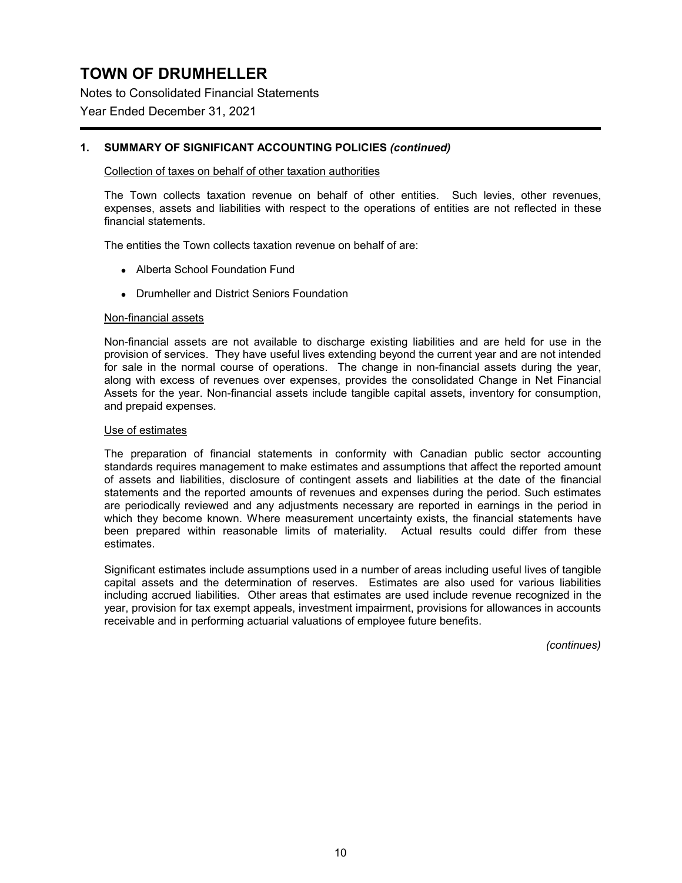# TOWN OF DRUMHELLER

Notes to Consolidated Financial Statements

Year Ended December 31, 2021

## 1. SUMMARY OF SIGNIFICANT ACCOUNTING POLICIES *(continued)*

Collection of taxes on behalf of other taxation authorities

The Town collects taxation revenue on behalf of other entities. Such levies, other revenues, expenses, assets and liabilities with respect to the operations of entities are not reflected in these financial statements.

The entities the Town collects taxation revenue on behalf of are:

- Alberta School Foundation Fund
- Drumheller and District Seniors Foundation

Non-financial assets

Non-financial assets are not available to discharge existing liabilities and are held for use in the provision of services. They have useful lives extending beyond the current year and are not intended for sale in the normal course of operations. The change in non-financial assets during the year, along with excess of revenues over expenses, provides the consolidated Change in Net Financial Assets for the year. Non-financial assets include tangible capital assets, inventory for consumption, and prepaid expenses.

Use of estimates

The preparation of financial statements in conformity with Canadian public sector accounting standards requires management to make estimates and assumptions that affect the reported amount of assets and liabilities, disclosure of contingent assets and liabilities at the date of the financial statements and the reported amounts of revenues and expenses during the period. Such estimates are periodically reviewed and any adjustments necessary are reported in earnings in the period in which they become known. Where measurement uncertainty exists, the financial statements have been prepared within reasonable limits of materiality. Actual results could differ from these estimates.

Significant estimates include assumptions used in a number of areas including useful lives of tangible capital assets and the determination of reserves. Estimates are also used for various liabilities including accrued liabilities. Other areas that estimates are used include revenue recognized in the year, provision for tax exempt appeals, investment impairment, provisions for allowances in accounts receivable and in performing actuarial valuations of employee future benefits.

*(continues)*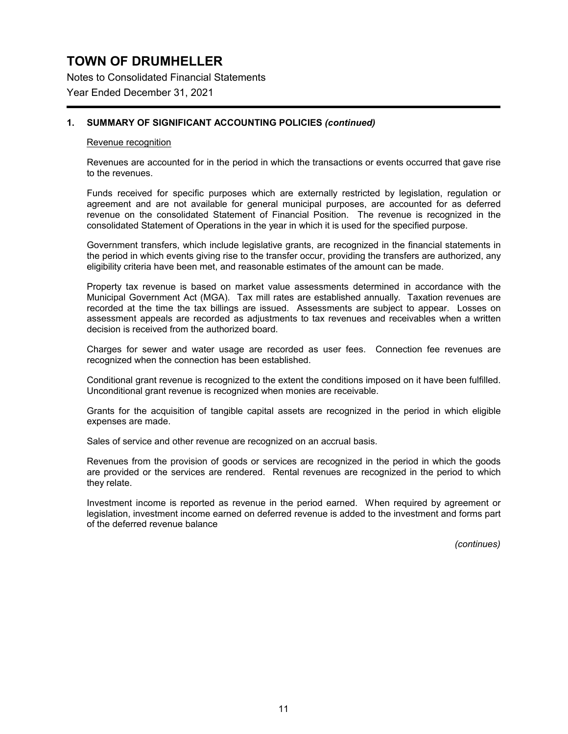# TOWN OF DRUMHELLER

Notes to Consolidated Financial Statements

Year Ended December 31, 2021

## 1. SUMMARY OF SIGNIFICANT ACCOUNTING POLICIES *(continued)*

Revenue recognition

Revenues are accounted for in the period in which the transactions or events occurred that gave rise to the revenues.

Funds received for specific purposes which are externally restricted by legislation, regulation or agreement and are not available for general municipal purposes, are accounted for as deferred revenue on the consolidated Statement of Financial Position. The revenue is recognized in the consolidated Statement of Operations in the year in which it is used for the specified purpose.

Government transfers, which include legislative grants, are recognized in the financial statements in the period in which events giving rise to the transfer occur, providing the transfers are authorized, any eligibility criteria have been met, and reasonable estimates of the amount can be made.

Property tax revenue is based on market value assessments determined in accordance with the Municipal Government Act (MGA). Tax mill rates are established annually. Taxation revenues are recorded at the time the tax billings are issued. Assessments are subject to appear. Losses on assessment appeals are recorded as adjustments to tax revenues and receivables when a written decision is received from the authorized board.

Charges for sewer and water usage are recorded as user fees. Connection fee revenues are recognized when the connection has been established.

Conditional grant revenue is recognized to the extent the conditions imposed on it have been fulfilled. Unconditional grant revenue is recognized when monies are receivable.

Grants for the acquisition of tangible capital assets are recognized in the period in which eligible expenses are made.

Sales of service and other revenue are recognized on an accrual basis.

Revenues from the provision of goods or services are recognized in the period in which the goods are provided or the services are rendered. Rental revenues are recognized in the period to which they relate.

Investment income is reported as revenue in the period earned. When required by agreement or legislation, investment income earned on deferred revenue is added to the investment and forms part of the deferred revenue balance

*(continues)*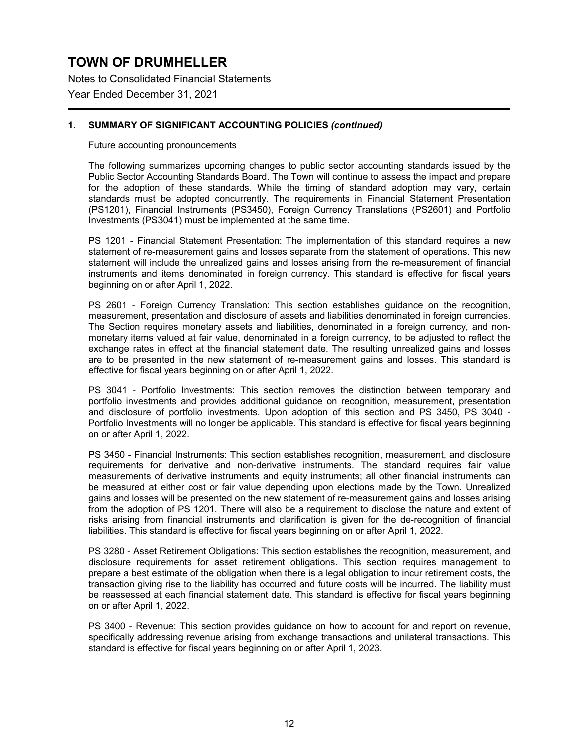# TOWN OF DRUMHELLER

Notes to Consolidated Financial Statements

Year Ended December 31, 2021

## 1. SUMMARY OF SIGNIFICANT ACCOUNTING POLICIES *(continued)*

Future accounting pronouncements

The following summarizes upcoming changes to public sector accounting standards issued by the Public Sector Accounting Standards Board. The Town will continue to assess the impact and prepare for the adoption of these standards. While the timing of standard adoption may vary, certain standards must be adopted concurrently. The requirements in Financial Statement Presentation (PS1201), Financial Instruments (PS3450), Foreign Currency Translations (PS2601) and Portfolio Investments (PS3041) must be implemented at the same time.

PS 1201 - Financial Statement Presentation: The implementation of this standard requires a new statement of re-measurement gains and losses separate from the statement of operations. This new statement will include the unrealized gains and losses arising from the re-measurement of financial instruments and items denominated in foreign currency. This standard is effective for fiscal years beginning on or after April 1, 2022.

PS 2601 - Foreign Currency Translation: This section establishes guidance on the recognition, measurement, presentation and disclosure of assets and liabilities denominated in foreign currencies. The Section requires monetary assets and liabilities, denominated in a foreign currency, and non-monetary items valued at fair value, denominated in a foreign currency, to be adjusted to reflect the exchange rates in effect at the financial statement date. The resulting unrealized gains and losses are to be presented in the new statement of re-measurement gains and losses. This standard is effective for fiscal years beginning on or after April 1, 2022.

PS 3041 - Portfolio Investments: This section removes the distinction between temporary and portfolio investments and provides additional guidance on recognition, measurement, presentation and disclosure of portfolio investments. Upon adoption of this section and PS 3450, PS 3040 - Portfolio Investments will no longer be applicable. This standard is effective for fiscal years beginning on or after April 1, 2022.

PS 3450 - Financial Instruments: This section establishes recognition, measurement, and disclosure requirements for derivative and non-derivative instruments. The standard requires fair value measurements of derivative instruments and equity instruments; all other financial instruments can be measured at either cost or fair value depending upon elections made by the Town. Unrealized gains and losses will be presented on the new statement of re-measurement gains and losses arising from the adoption of PS 1201. There will also be a requirement to disclose the nature and extent of risks arising from financial instruments and clarification is given for the de-recognition of financial liabilities. This standard is effective for fiscal years beginning on or after April 1, 2022.

PS 3280 - Asset Retirement Obligations: This section establishes the recognition, measurement, and disclosure requirements for asset retirement obligations. This section requires management to prepare a best estimate of the obligation when there is a legal obligation to incur retirement costs, the transaction giving rise to the liability has occurred and future costs will be incurred. The liability must be reassessed at each financial statement date. This standard is effective for fiscal years beginning on or after April 1, 2022.

PS 3400 - Revenue: This section provides guidance on how to account for and report on revenue, specifically addressing revenue arising from exchange transactions and unilateral transactions. This standard is effective for fiscal years beginning on or after April 1, 2023.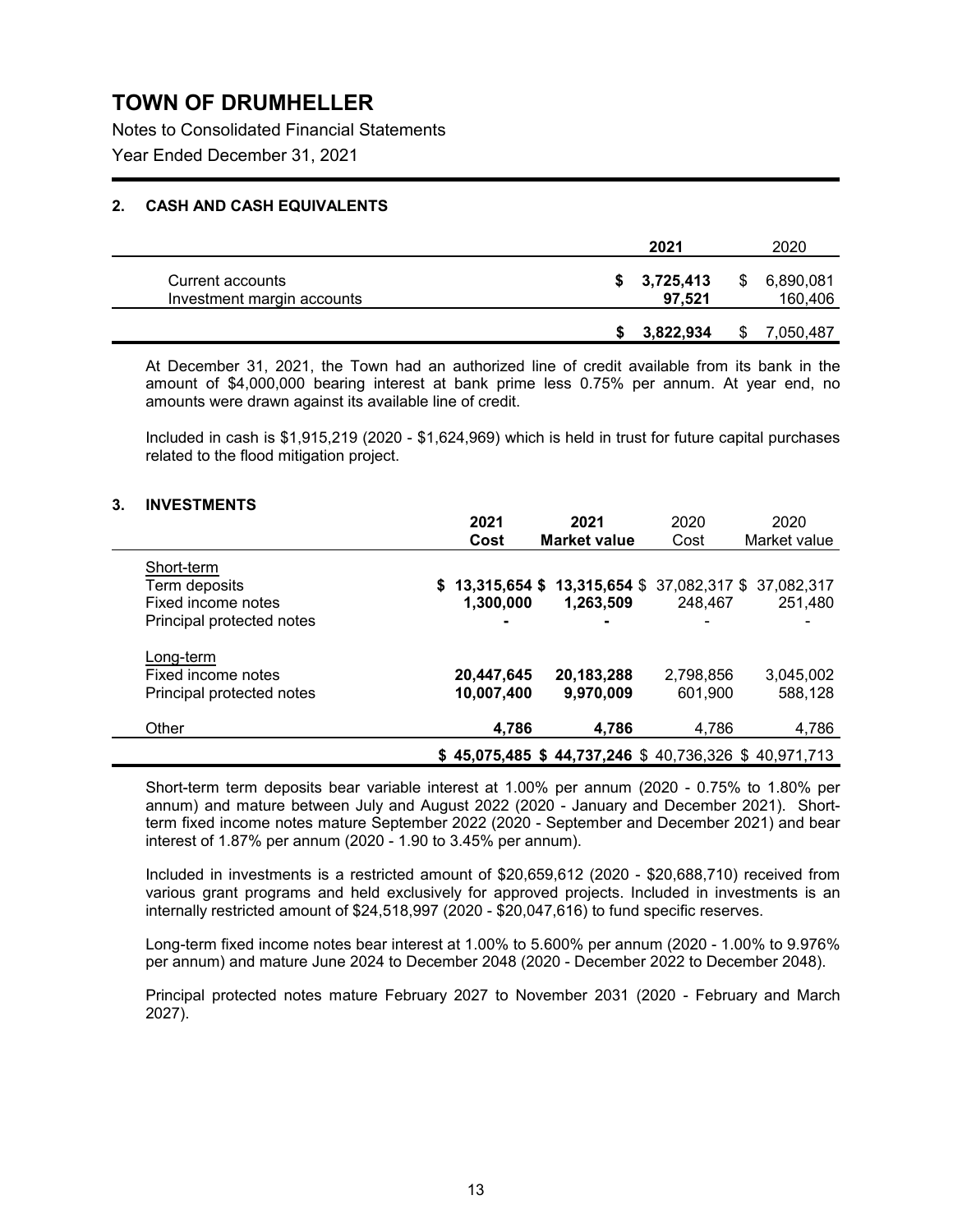# TOWN OF DRUMHELLER

Notes to Consolidated Financial Statements

Year Ended December 31, 2021

## 2. CASH AND CASH EQUIVALENTS

| | 2021 | 2020 |
|---|---|---|
| Current accounts | $ 3,725,413 | $ 6,890,081 |
| Investment margin accounts | 97,521 | 160,406 |
| | $ 3,822,934 | $ 7,050,487 |

At December 31, 2021, the Town had an authorized line of credit available from its bank in the amount of $4,000,000 bearing interest at bank prime less 0.75% per annum. At year end, no amounts were drawn against its available line of credit.

Included in cash is $1,915,219 (2020 - $1,624,969) which is held in trust for future capital purchases related to the flood mitigation project.

## 3. INVESTMENTS

| | 2021 Cost | 2021 Market value | 2020 Cost | 2020 Market value |
|---|---|---|---|---|
| Short-term | | | | |
| Term deposits | $ 13,315,654 | $ 13,315,654 | $ 37,082,317 | $ 37,082,317 |
| Fixed income notes | 1,300,000 | 1,263,509 | 248,467 | 251,480 |
| Principal protected notes | - | - | - | - |
| Long-term | | | | |
| Fixed income notes | 20,447,645 | 20,183,288 | 2,798,856 | 3,045,002 |
| Principal protected notes | 10,007,400 | 9,970,009 | 601,900 | 588,128 |
| Other | 4,786 | 4,786 | 4,786 | 4,786 |
| | $ 45,075,485 | $ 44,737,246 | $ 40,736,326 | $ 40,971,713 |

Short-term term deposits bear variable interest at 1.00% per annum (2020 - 0.75% to 1.80% per annum) and mature between July and August 2022 (2020 - January and December 2021). Short-term fixed income notes mature September 2022 (2020 - September and December 2021) and bear interest of 1.87% per annum (2020 - 1.90 to 3.45% per annum).

Included in investments is a restricted amount of $20,659,612 (2020 - $20,688,710) received from various grant programs and held exclusively for approved projects. Included in investments is an internally restricted amount of $24,518,997 (2020 - $20,047,616) to fund specific reserves.

Long-term fixed income notes bear interest at 1.00% to 5.600% per annum (2020 - 1.00% to 9.976% per annum) and mature June 2024 to December 2048 (2020 - December 2022 to December 2048).

Principal protected notes mature February 2027 to November 2031 (2020 - February and March 2027).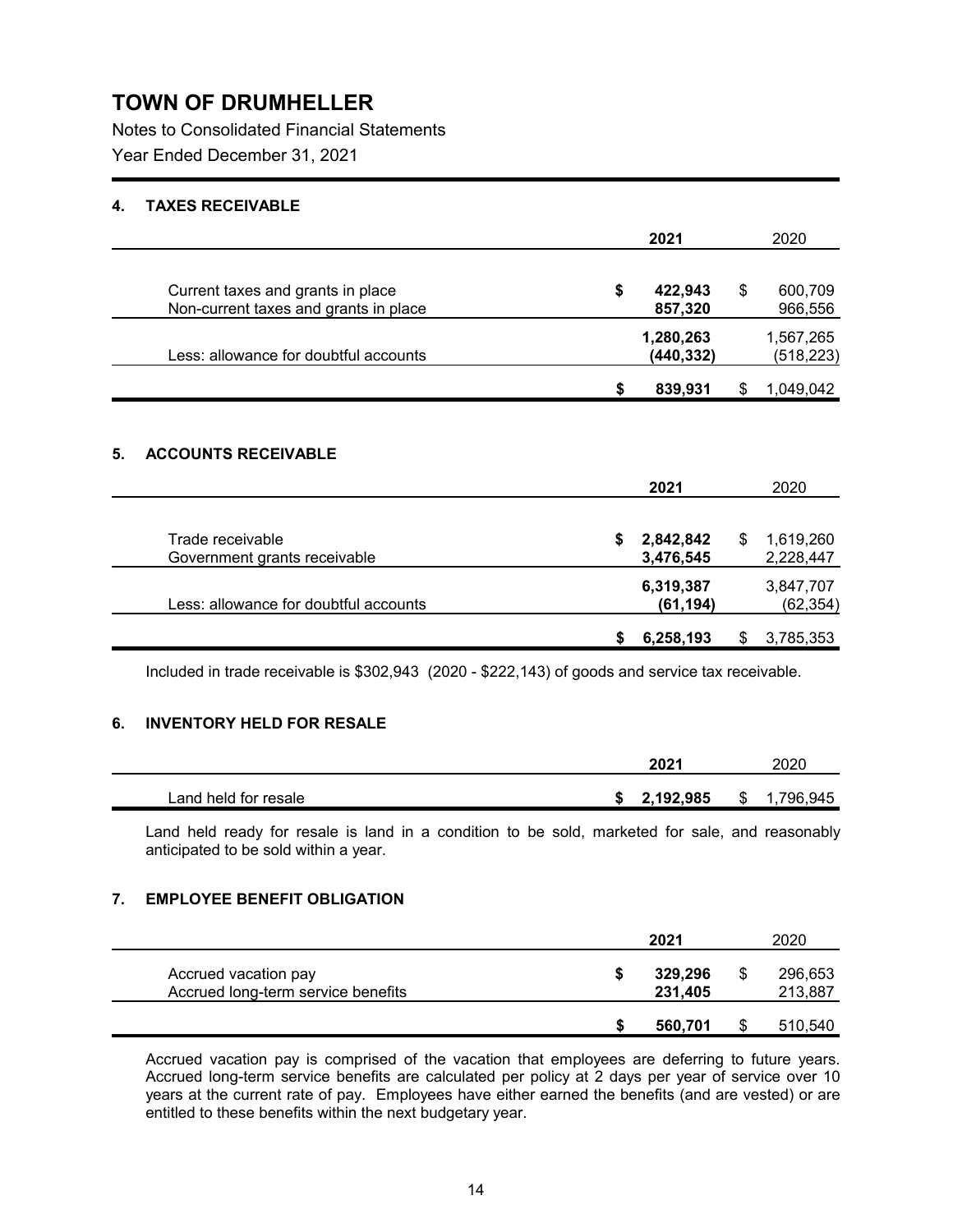# TOWN OF DRUMHELLER

Notes to Consolidated Financial Statements

Year Ended December 31, 2021

## 4. TAXES RECEIVABLE

| | 2021 | 2020 |
|---|---|---|
| Current taxes and grants in place | $ 422,943 | $ 600,709 |
| Non-current taxes and grants in place | 857,320 | 966,556 |
| | 1,280,263 | 1,567,265 |
| Less: allowance for doubtful accounts | (440,332) | (518,223) |
| | $ 839,931 | $ 1,049,042 |

## 5. ACCOUNTS RECEIVABLE

| | 2021 | 2020 |
|---|---|---|
| Trade receivable | $ 2,842,842 | $ 1,619,260 |
| Government grants receivable | 3,476,545 | 2,228,447 |
| | 6,319,387 | 3,847,707 |
| Less: allowance for doubtful accounts | (61,194) | (62,354) |
| | $ 6,258,193 | $ 3,785,353 |

Included in trade receivable is $302,943 (2020 - $222,143) of goods and service tax receivable.

## 6. INVENTORY HELD FOR RESALE

| | 2021 | 2020 |
|---|---|---|
| Land held for resale | $ 2,192,985 | $ 1,796,945 |

Land held ready for resale is land in a condition to be sold, marketed for sale, and reasonably anticipated to be sold within a year.

## 7. EMPLOYEE BENEFIT OBLIGATION

| | 2021 | 2020 |
|---|---|---|
| Accrued vacation pay | $ 329,296 | $ 296,653 |
| Accrued long-term service benefits | 231,405 | 213,887 |
| | $ 560,701 | $ 510,540 |

Accrued vacation pay is comprised of the vacation that employees are deferring to future years. Accrued long-term service benefits are calculated per policy at 2 days per year of service over 10 years at the current rate of pay. Employees have either earned the benefits (and are vested) or are entitled to these benefits within the next budgetary year.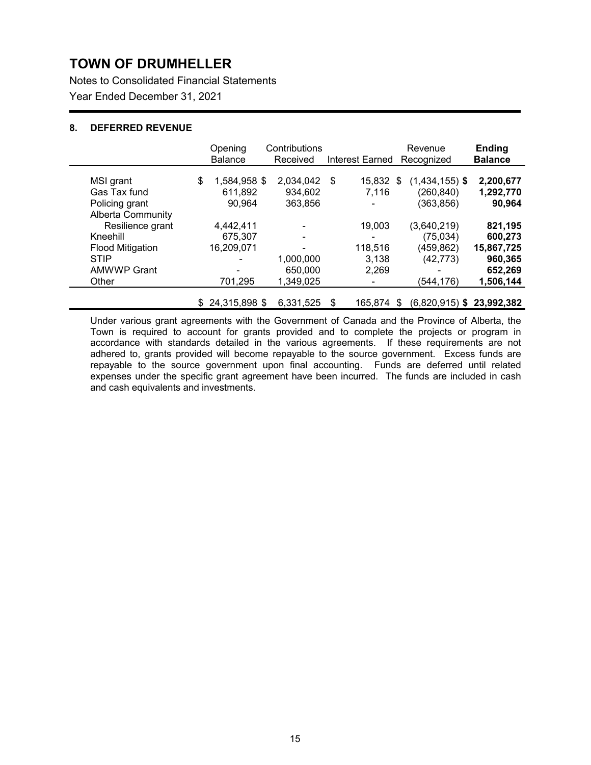# TOWN OF DRUMHELLER

Notes to Consolidated Financial Statements

Year Ended December 31, 2021

## 8. DEFERRED REVENUE

| | Opening Balance | Contributions Received | Interest Earned | Revenue Recognized | **Ending Balance** |
|---|---|---|---|---|---|
| MSI grant | $ 1,584,958 | $ 2,034,042 | $ 15,832 | $ (1,434,155) | **$ 2,200,677** |
| Gas Tax fund | 611,892 | 934,602 | 7,116 | (260,840) | **1,292,770** |
| Policing grant | 90,964 | 363,856 | - | (363,856) | **90,964** |
| Alberta Community Resilience grant | 4,442,411 | - | 19,003 | (3,640,219) | **821,195** |
| Kneehill | 675,307 | - | - | (75,034) | **600,273** |
| Flood Mitigation | 16,209,071 | - | 118,516 | (459,862) | **15,867,725** |
| STIP | - | 1,000,000 | 3,138 | (42,773) | **960,365** |
| AMWWP Grant | - | 650,000 | 2,269 | - | **652,269** |
| Other | 701,295 | 1,349,025 | - | (544,176) | **1,506,144** |
| | $ 24,315,898 | $ 6,331,525 | $ 165,874 | $ (6,820,915) | **$ 23,992,382** |

Under various grant agreements with the Government of Canada and the Province of Alberta, the Town is required to account for grants provided and to complete the projects or program in accordance with standards detailed in the various agreements. If these requirements are not adhered to, grants provided will become repayable to the source government. Excess funds are repayable to the source government upon final accounting. Funds are deferred until related expenses under the specific grant agreement have been incurred. The funds are included in cash and cash equivalents and investments.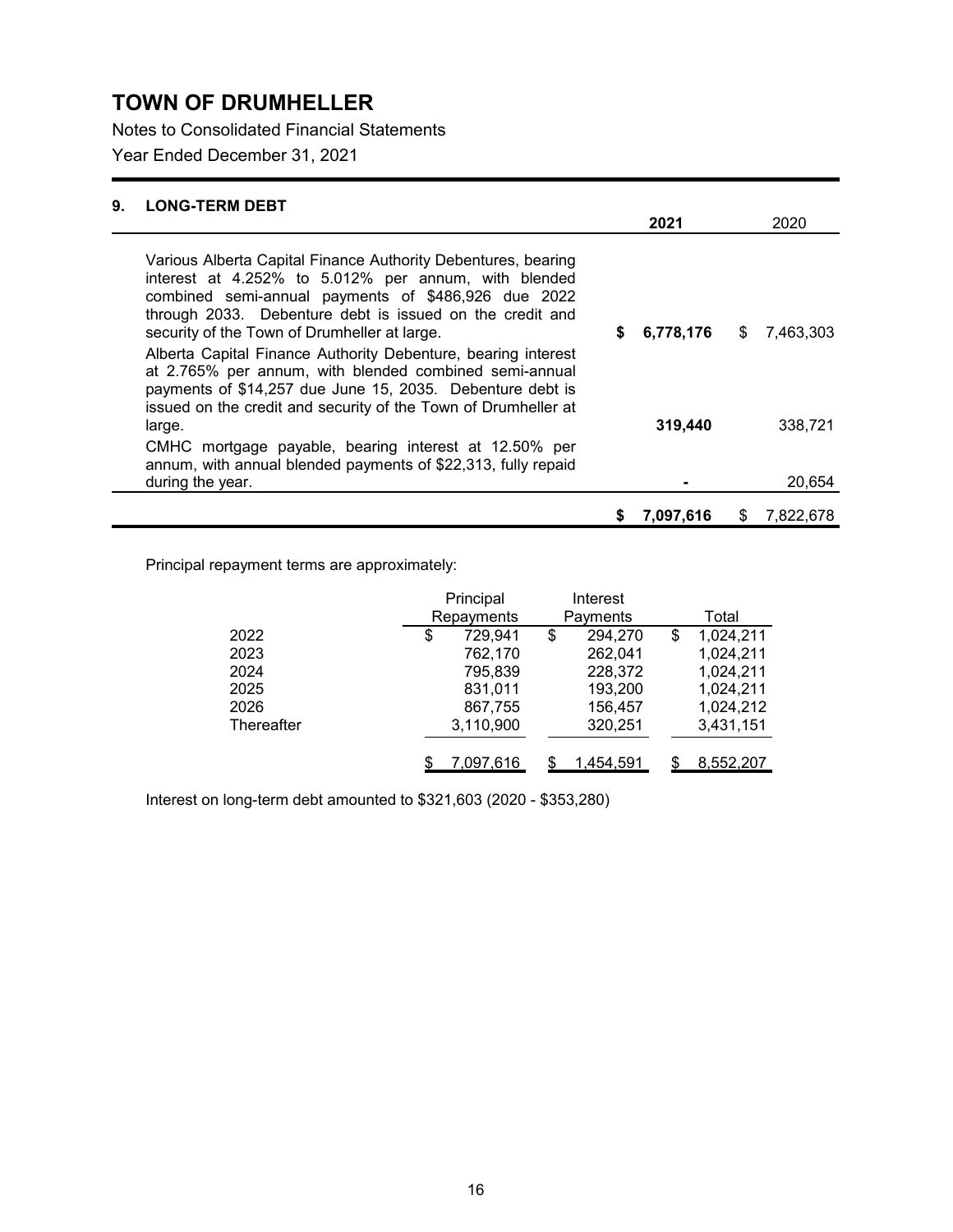# TOWN OF DRUMHELLER

Notes to Consolidated Financial Statements

Year Ended December 31, 2021

## 9. LONG-TERM DEBT

| | 2021 | 2020 |
|---|---|---|
| Various Alberta Capital Finance Authority Debentures, bearing interest at 4.252% to 5.012% per annum, with blended combined semi-annual payments of $486,926 due 2022 through 2033. Debenture debt is issued on the credit and security of the Town of Drumheller at large. | **$ 6,778,176** | $ 7,463,303 |
| Alberta Capital Finance Authority Debenture, bearing interest at 2.765% per annum, with blended combined semi-annual payments of $14,257 due June 15, 2035. Debenture debt is issued on the credit and security of the Town of Drumheller at large. | **319,440** | 338,721 |
| CMHC mortgage payable, bearing interest at 12.50% per annum, with annual blended payments of $22,313, fully repaid during the year. | **-** | 20,654 |
| | **$ 7,097,616** | $ 7,822,678 |

Principal repayment terms are approximately:

| | Principal Repayments | Interest Payments | Total |
|---|---|---|---|
| 2022 | $ 729,941 | $ 294,270 | $ 1,024,211 |
| 2023 | 762,170 | 262,041 | 1,024,211 |
| 2024 | 795,839 | 228,372 | 1,024,211 |
| 2025 | 831,011 | 193,200 | 1,024,211 |
| 2026 | 867,755 | 156,457 | 1,024,212 |
| Thereafter | 3,110,900 | 320,251 | 3,431,151 |
| | $ 7,097,616 | $ 1,454,591 | $ 8,552,207 |

Interest on long-term debt amounted to $321,603 (2020 - $353,280)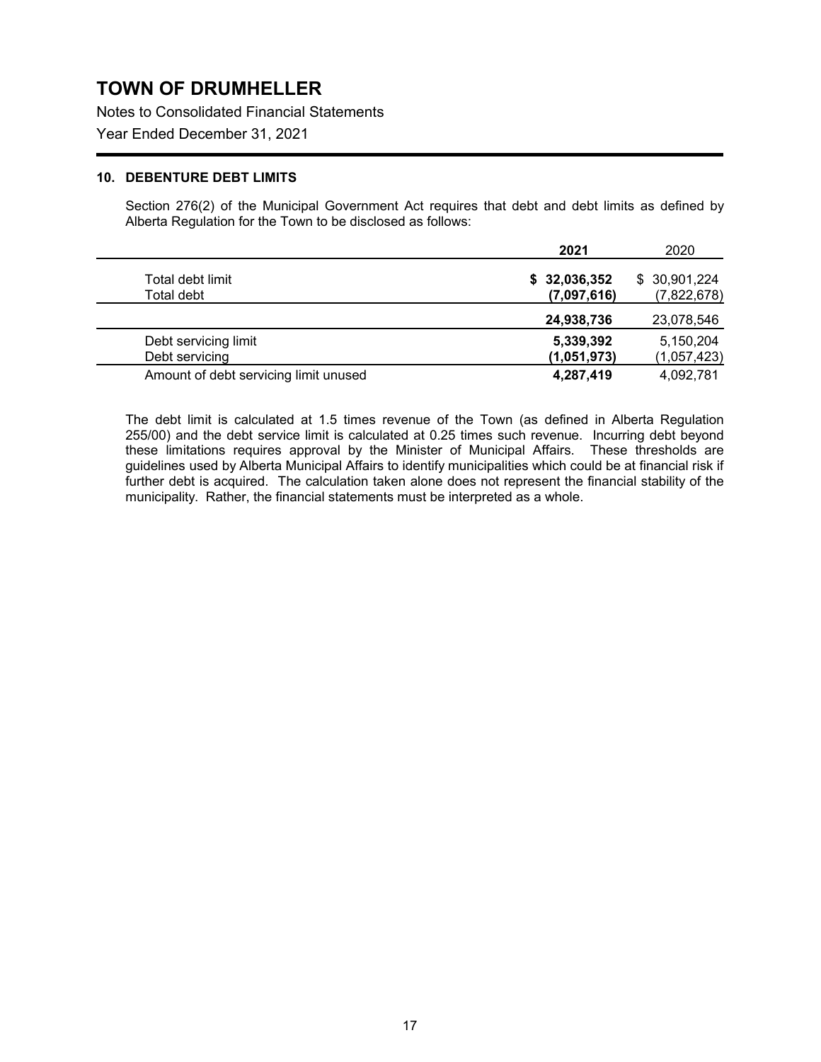# TOWN OF DRUMHELLER

Notes to Consolidated Financial Statements

Year Ended December 31, 2021

### 10. DEBENTURE DEBT LIMITS

Section 276(2) of the Municipal Government Act requires that debt and debt limits as defined by Alberta Regulation for the Town to be disclosed as follows:

| | 2021 | 2020 |
|---|---|---|
| Total debt limit | **$ 32,036,352** | $ 30,901,224 |
| Total debt | **(7,097,616)** | (7,822,678) |
| | **24,938,736** | 23,078,546 |
| Debt servicing limit | **5,339,392** | 5,150,204 |
| Debt servicing | **(1,051,973)** | (1,057,423) |
| Amount of debt servicing limit unused | **4,287,419** | 4,092,781 |

The debt limit is calculated at 1.5 times revenue of the Town (as defined in Alberta Regulation 255/00) and the debt service limit is calculated at 0.25 times such revenue. Incurring debt beyond these limitations requires approval by the Minister of Municipal Affairs. These thresholds are guidelines used by Alberta Municipal Affairs to identify municipalities which could be at financial risk if further debt is acquired. The calculation taken alone does not represent the financial stability of the municipality. Rather, the financial statements must be interpreted as a whole.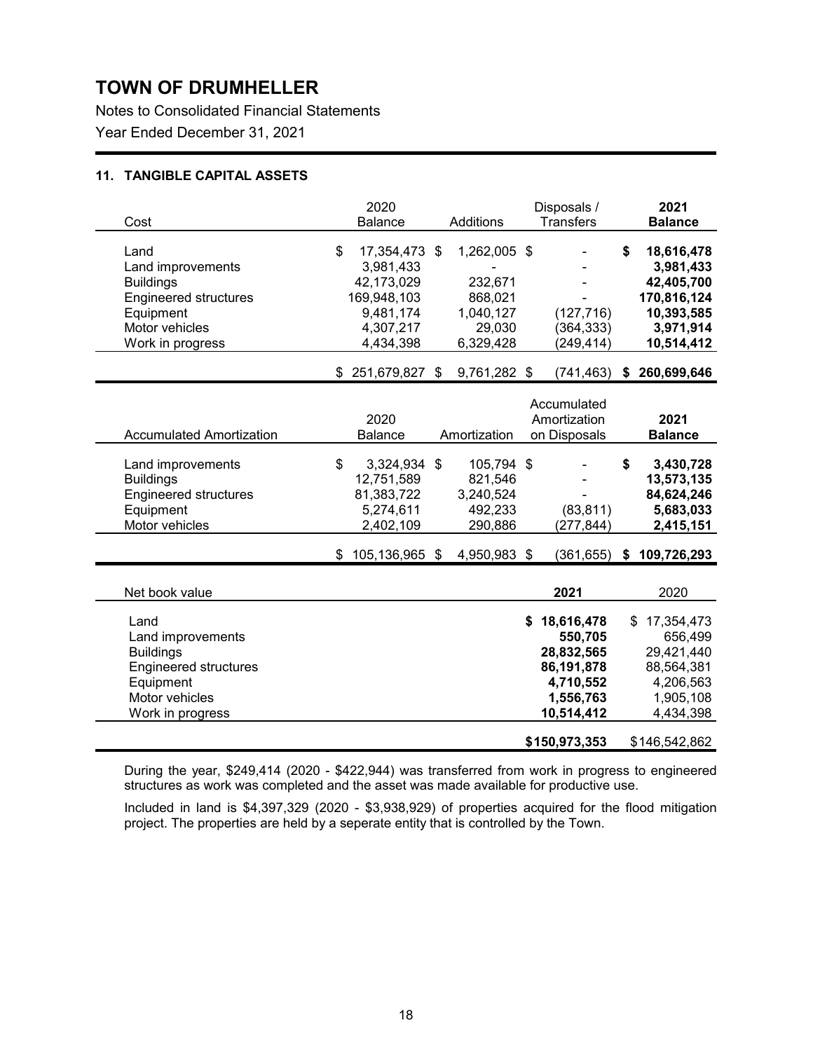# TOWN OF DRUMHELLER

Notes to Consolidated Financial Statements

Year Ended December 31, 2021

### 11. TANGIBLE CAPITAL ASSETS

| Cost | 2020 Balance | Additions | Disposals / Transfers | 2021 Balance |
|---|---|---|---|---|
| Land | $ 17,354,473 | $ 1,262,005 | $ - | **$ 18,616,478** |
| Land improvements | 3,981,433 | - | - | **3,981,433** |
| Buildings | 42,173,029 | 232,671 | - | **42,405,700** |
| Engineered structures | 169,948,103 | 868,021 | - | **170,816,124** |
| Equipment | 9,481,174 | 1,040,127 | (127,716) | **10,393,585** |
| Motor vehicles | 4,307,217 | 29,030 | (364,333) | **3,971,914** |
| Work in progress | 4,434,398 | 6,329,428 | (249,414) | **10,514,412** |
| | $ 251,679,827 | $ 9,761,282 | $ (741,463) | **$ 260,699,646** |

| Accumulated Amortization | 2020 Balance | Amortization | Accumulated Amortization on Disposals | 2021 Balance |
|---|---|---|---|---|
| Land improvements | $ 3,324,934 | $ 105,794 | $ - | **$ 3,430,728** |
| Buildings | 12,751,589 | 821,546 | - | **13,573,135** |
| Engineered structures | 81,383,722 | 3,240,524 | - | **84,624,246** |
| Equipment | 5,274,611 | 492,233 | (83,811) | **5,683,033** |
| Motor vehicles | 2,402,109 | 290,886 | (277,844) | **2,415,151** |
| | $ 105,136,965 | $ 4,950,983 | $ (361,655) | **$ 109,726,293** |

| Net book value | 2021 | 2020 |
|---|---|---|
| Land | **$ 18,616,478** | $ 17,354,473 |
| Land improvements | **550,705** | 656,499 |
| Buildings | **28,832,565** | 29,421,440 |
| Engineered structures | **86,191,878** | 88,564,381 |
| Equipment | **4,710,552** | 4,206,563 |
| Motor vehicles | **1,556,763** | 1,905,108 |
| Work in progress | **10,514,412** | 4,434,398 |
| | **$150,973,353** | $146,542,862 |

During the year, $249,414 (2020 - $422,944) was transferred from work in progress to engineered structures as work was completed and the asset was made available for productive use.

Included in land is $4,397,329 (2020 - $3,938,929) of properties acquired for the flood mitigation project. The properties are held by a seperate entity that is controlled by the Town.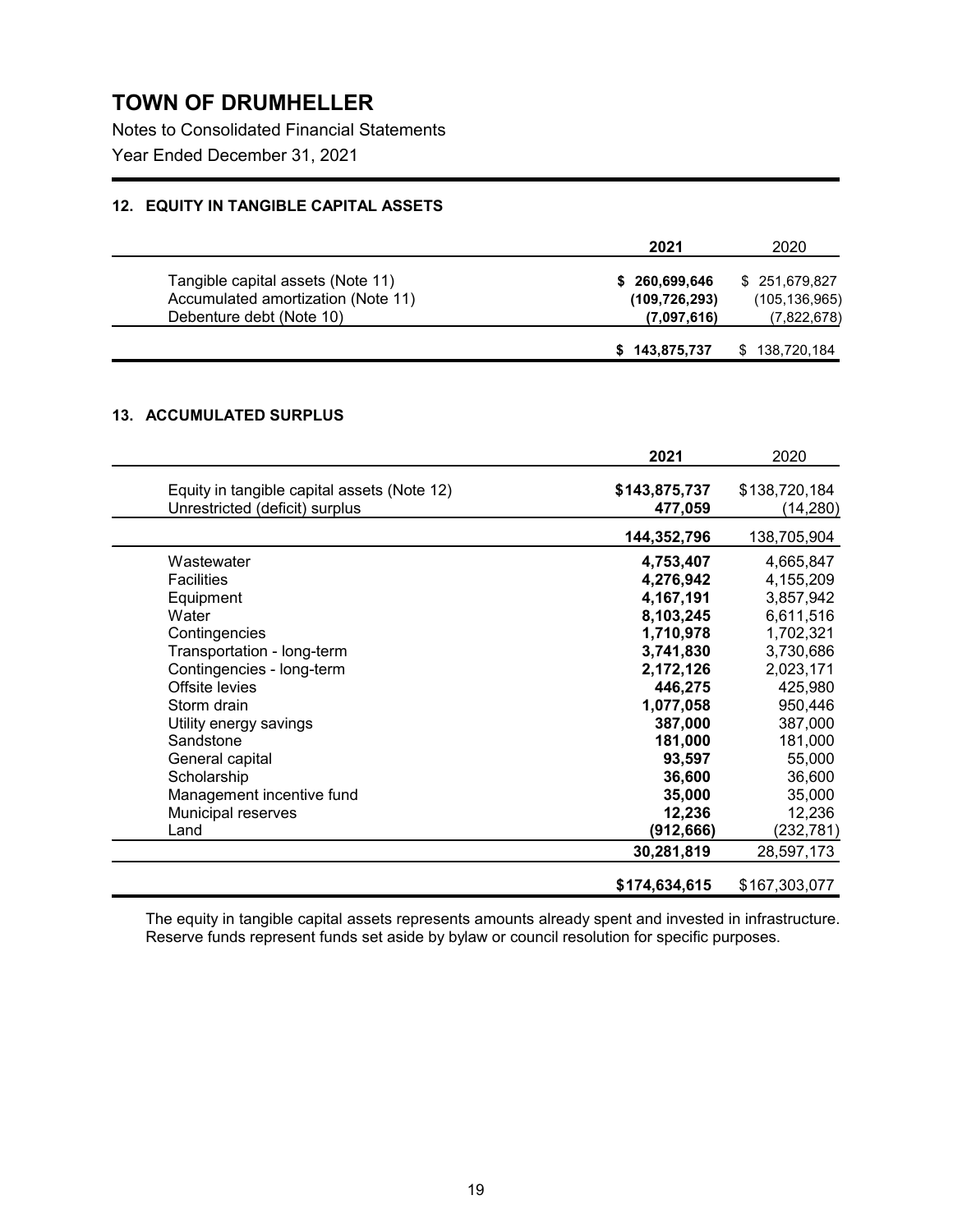# TOWN OF DRUMHELLER

Notes to Consolidated Financial Statements

Year Ended December 31, 2021

### 12. EQUITY IN TANGIBLE CAPITAL ASSETS

| | 2021 | 2020 |
|---|---|---|
| Tangible capital assets (Note 11) | **$ 260,699,646** | $ 251,679,827 |
| Accumulated amortization (Note 11) | **(109,726,293)** | (105,136,965) |
| Debenture debt (Note 10) | **(7,097,616)** | (7,822,678) |
| | **$ 143,875,737** | $ 138,720,184 |

### 13. ACCUMULATED SURPLUS

| | 2021 | 2020 |
|---|---|---|
| Equity in tangible capital assets (Note 12) | **$143,875,737** | $138,720,184 |
| Unrestricted (deficit) surplus | **477,059** | (14,280) |
| | **144,352,796** | 138,705,904 |
| Wastewater | **4,753,407** | 4,665,847 |
| Facilities | **4,276,942** | 4,155,209 |
| Equipment | **4,167,191** | 3,857,942 |
| Water | **8,103,245** | 6,611,516 |
| Contingencies | **1,710,978** | 1,702,321 |
| Transportation - long-term | **3,741,830** | 3,730,686 |
| Contingencies - long-term | **2,172,126** | 2,023,171 |
| Offsite levies | **446,275** | 425,980 |
| Storm drain | **1,077,058** | 950,446 |
| Utility energy savings | **387,000** | 387,000 |
| Sandstone | **181,000** | 181,000 |
| General capital | **93,597** | 55,000 |
| Scholarship | **36,600** | 36,600 |
| Management incentive fund | **35,000** | 35,000 |
| Municipal reserves | **12,236** | 12,236 |
| Land | **(912,666)** | (232,781) |
| | **30,281,819** | 28,597,173 |
| | **$174,634,615** | $167,303,077 |

The equity in tangible capital assets represents amounts already spent and invested in infrastructure. Reserve funds represent funds set aside by bylaw or council resolution for specific purposes.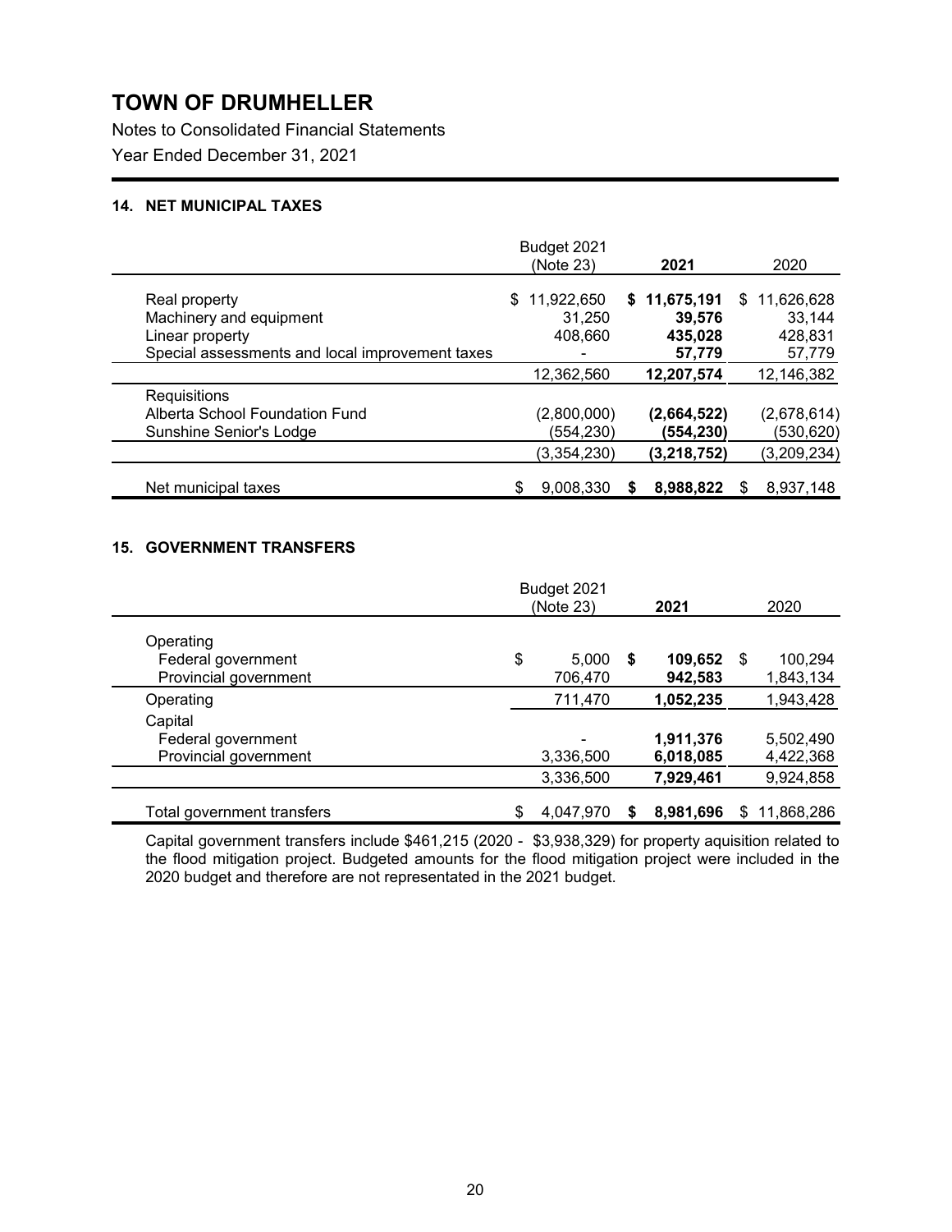# TOWN OF DRUMHELLER

Notes to Consolidated Financial Statements

Year Ended December 31, 2021

## 14. NET MUNICIPAL TAXES

| | Budget 2021 (Note 23) | 2021 | 2020 |
|---|---|---|---|
| Real property | $ 11,922,650 | **$ 11,675,191** | $ 11,626,628 |
| Machinery and equipment | 31,250 | **39,576** | 33,144 |
| Linear property | 408,660 | **435,028** | 428,831 |
| Special assessments and local improvement taxes | - | **57,779** | 57,779 |
| | 12,362,560 | **12,207,574** | 12,146,382 |
| Requisitions | | | |
| Alberta School Foundation Fund | (2,800,000) | **(2,664,522)** | (2,678,614) |
| Sunshine Senior's Lodge | (554,230) | **(554,230)** | (530,620) |
| | (3,354,230) | **(3,218,752)** | (3,209,234) |
| Net municipal taxes | $ 9,008,330 | **$ 8,988,822** | $ 8,937,148 |

## 15. GOVERNMENT TRANSFERS

| | Budget 2021 (Note 23) | 2021 | 2020 |
|---|---|---|---|
| Operating | | | |
| Federal government | $ 5,000 | **$ 109,652** | $ 100,294 |
| Provincial government | 706,470 | **942,583** | 1,843,134 |
| Operating | 711,470 | **1,052,235** | 1,943,428 |
| Capital | | | |
| Federal government | - | **1,911,376** | 5,502,490 |
| Provincial government | 3,336,500 | **6,018,085** | 4,422,368 |
| | 3,336,500 | **7,929,461** | 9,924,858 |
| Total government transfers | $ 4,047,970 | **$ 8,981,696** | $ 11,868,286 |

Capital government transfers include $461,215 (2020 - $3,938,329) for property aquisition related to the flood mitigation project. Budgeted amounts for the flood mitigation project were included in the 2020 budget and therefore are not representated in the 2021 budget.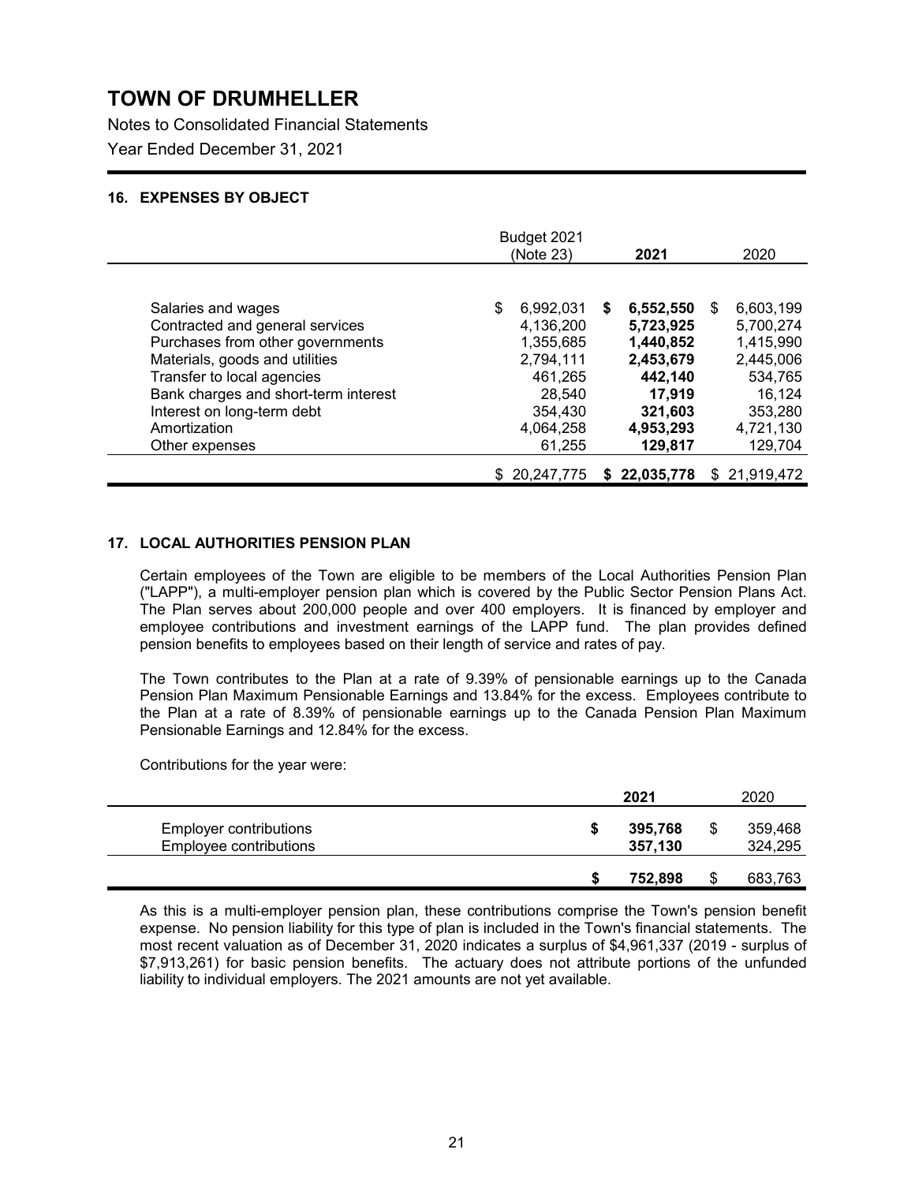# TOWN OF DRUMHELLER

Notes to Consolidated Financial Statements

Year Ended December 31, 2021

## 16. EXPENSES BY OBJECT

| | Budget 2021 (Note 23) | **2021** | 2020 |
|---|---|---|---|
| Salaries and wages | $ 6,992,031 | **$ 6,552,550** | $ 6,603,199 |
| Contracted and general services | 4,136,200 | **5,723,925** | 5,700,274 |
| Purchases from other governments | 1,355,685 | **1,440,852** | 1,415,990 |
| Materials, goods and utilities | 2,794,111 | **2,453,679** | 2,445,006 |
| Transfer to local agencies | 461,265 | **442,140** | 534,765 |
| Bank charges and short-term interest | 28,540 | **17,919** | 16,124 |
| Interest on long-term debt | 354,430 | **321,603** | 353,280 |
| Amortization | 4,064,258 | **4,953,293** | 4,721,130 |
| Other expenses | 61,255 | **129,817** | 129,704 |
| | $ 20,247,775 | **$ 22,035,778** | $ 21,919,472 |

## 17. LOCAL AUTHORITIES PENSION PLAN

Certain employees of the Town are eligible to be members of the Local Authorities Pension Plan ("LAPP"), a multi-employer pension plan which is covered by the Public Sector Pension Plans Act. The Plan serves about 200,000 people and over 400 employers. It is financed by employer and employee contributions and investment earnings of the LAPP fund. The plan provides defined pension benefits to employees based on their length of service and rates of pay.

The Town contributes to the Plan at a rate of 9.39% of pensionable earnings up to the Canada Pension Plan Maximum Pensionable Earnings and 13.84% for the excess. Employees contribute to the Plan at a rate of 8.39% of pensionable earnings up to the Canada Pension Plan Maximum Pensionable Earnings and 12.84% for the excess.

Contributions for the year were:

| | **2021** | 2020 |
|---|---|---|
| Employer contributions | **$ 395,768** | $ 359,468 |
| Employee contributions | **357,130** | 324,295 |
| | **$ 752,898** | $ 683,763 |

As this is a multi-employer pension plan, these contributions comprise the Town's pension benefit expense. No pension liability for this type of plan is included in the Town's financial statements. The most recent valuation as of December 31, 2020 indicates a surplus of $4,961,337 (2019 - surplus of $7,913,261) for basic pension benefits. The actuary does not attribute portions of the unfunded liability to individual employers. The 2021 amounts are not yet available.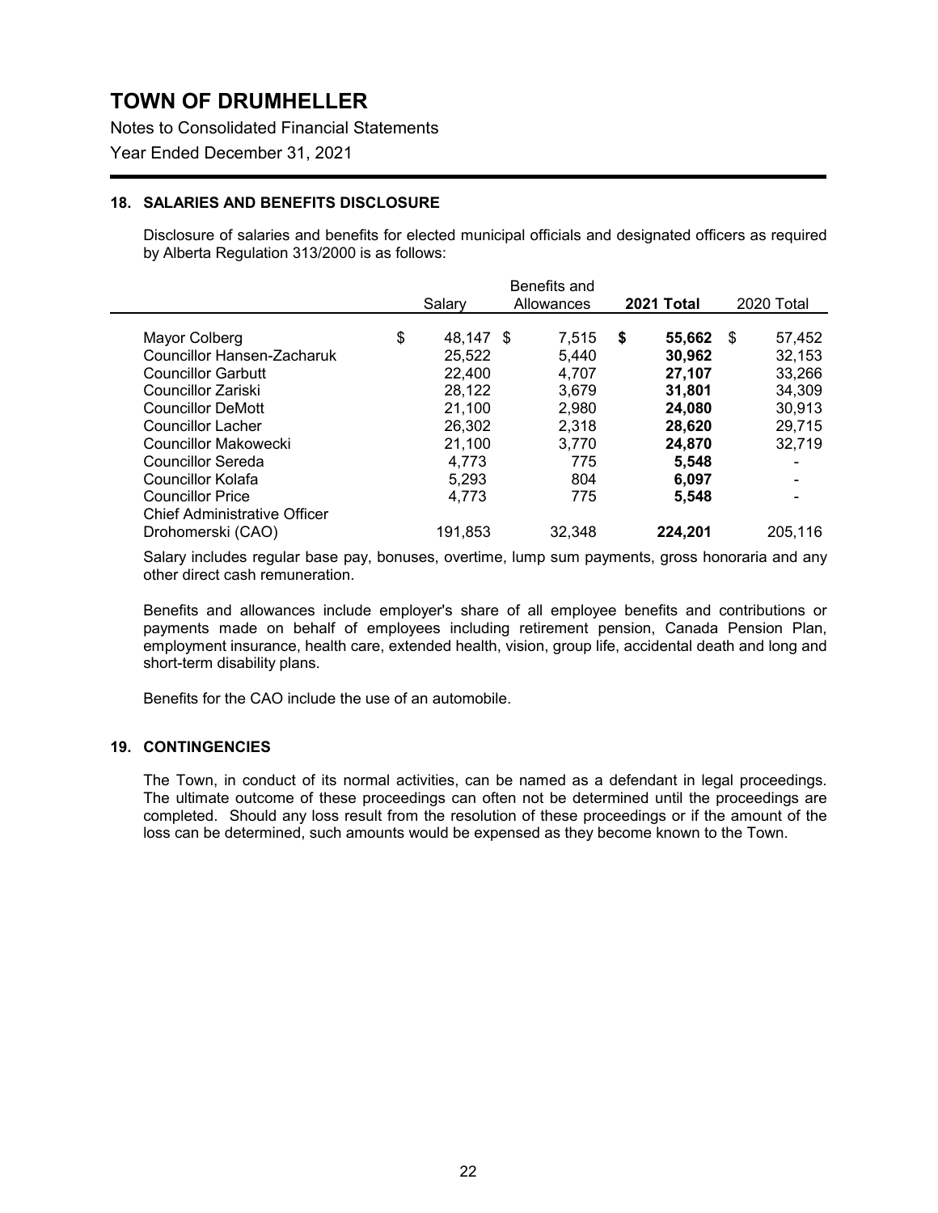# TOWN OF DRUMHELLER

Notes to Consolidated Financial Statements

Year Ended December 31, 2021

## 18. SALARIES AND BENEFITS DISCLOSURE

Disclosure of salaries and benefits for elected municipal officials and designated officers as required by Alberta Regulation 313/2000 is as follows:

| | Salary | Benefits and Allowances | **2021 Total** | 2020 Total |
|---|---|---|---|---|
| Mayor Colberg | $ 48,147 | $ 7,515 | **$ 55,662** | $ 57,452 |
| Councillor Hansen-Zacharuk | 25,522 | 5,440 | **30,962** | 32,153 |
| Councillor Garbutt | 22,400 | 4,707 | **27,107** | 33,266 |
| Councillor Zariski | 28,122 | 3,679 | **31,801** | 34,309 |
| Councillor DeMott | 21,100 | 2,980 | **24,080** | 30,913 |
| Councillor Lacher | 26,302 | 2,318 | **28,620** | 29,715 |
| Councillor Makowecki | 21,100 | 3,770 | **24,870** | 32,719 |
| Councillor Sereda | 4,773 | 775 | **5,548** | - |
| Councillor Kolafa | 5,293 | 804 | **6,097** | - |
| Councillor Price | 4,773 | 775 | **5,548** | - |
| Chief Administrative Officer Drohomerski (CAO) | 191,853 | 32,348 | **224,201** | 205,116 |

Salary includes regular base pay, bonuses, overtime, lump sum payments, gross honoraria and any other direct cash remuneration.

Benefits and allowances include employer's share of all employee benefits and contributions or payments made on behalf of employees including retirement pension, Canada Pension Plan, employment insurance, health care, extended health, vision, group life, accidental death and long and short-term disability plans.

Benefits for the CAO include the use of an automobile.

## 19. CONTINGENCIES

The Town, in conduct of its normal activities, can be named as a defendant in legal proceedings. The ultimate outcome of these proceedings can often not be determined until the proceedings are completed. Should any loss result from the resolution of these proceedings or if the amount of the loss can be determined, such amounts would be expensed as they become known to the Town.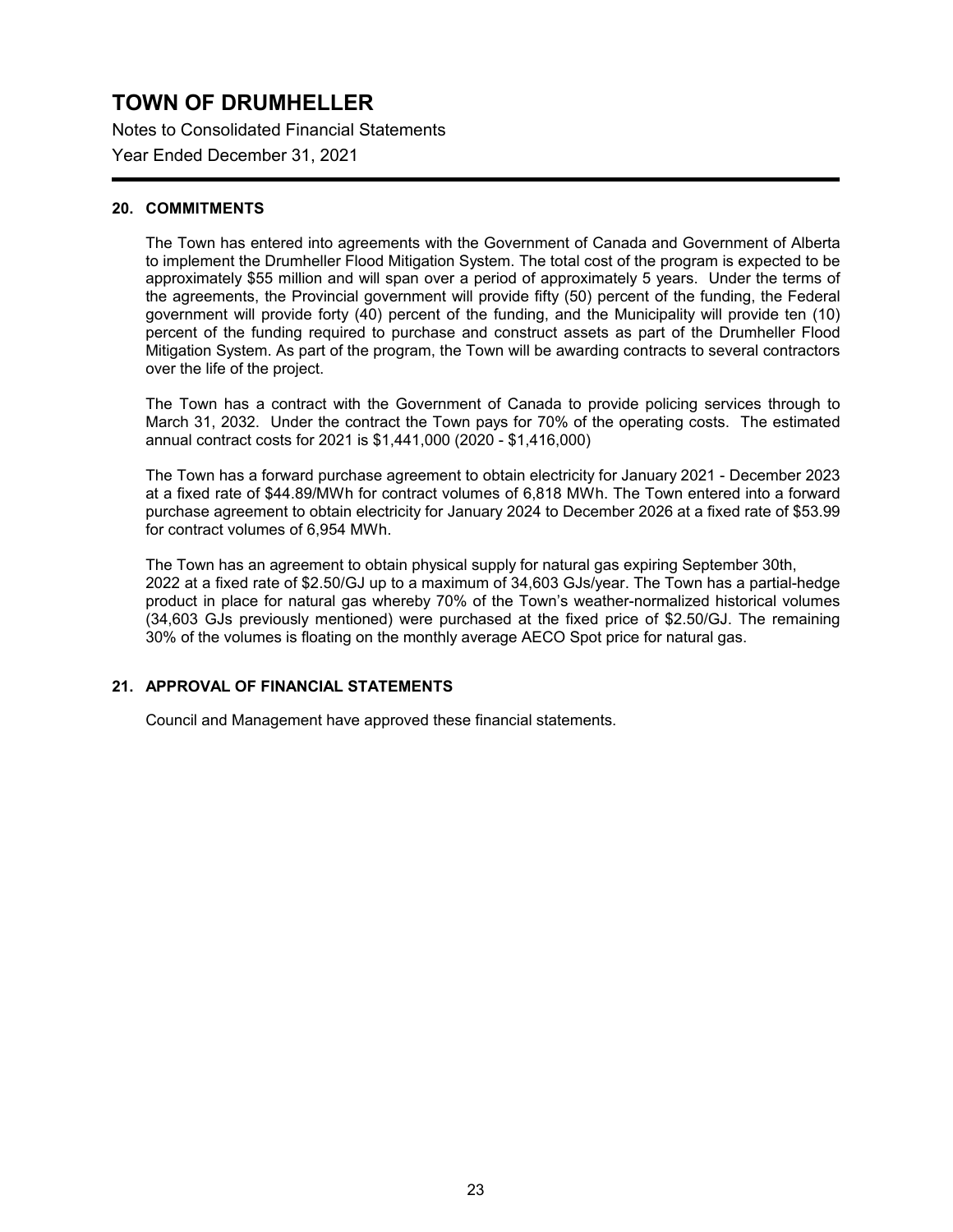# TOWN OF DRUMHELLER

Notes to Consolidated Financial Statements

Year Ended December 31, 2021

## 20. COMMITMENTS

The Town has entered into agreements with the Government of Canada and Government of Alberta to implement the Drumheller Flood Mitigation System. The total cost of the program is expected to be approximately $55 million and will span over a period of approximately 5 years. Under the terms of the agreements, the Provincial government will provide fifty (50) percent of the funding, the Federal government will provide forty (40) percent of the funding, and the Municipality will provide ten (10) percent of the funding required to purchase and construct assets as part of the Drumheller Flood Mitigation System. As part of the program, the Town will be awarding contracts to several contractors over the life of the project.

The Town has a contract with the Government of Canada to provide policing services through to March 31, 2032. Under the contract the Town pays for 70% of the operating costs. The estimated annual contract costs for 2021 is $1,441,000 (2020 - $1,416,000)

The Town has a forward purchase agreement to obtain electricity for January 2021 - December 2023 at a fixed rate of $44.89/MWh for contract volumes of 6,818 MWh. The Town entered into a forward purchase agreement to obtain electricity for January 2024 to December 2026 at a fixed rate of $53.99 for contract volumes of 6,954 MWh.

The Town has an agreement to obtain physical supply for natural gas expiring September 30th, 2022 at a fixed rate of $2.50/GJ up to a maximum of 34,603 GJs/year. The Town has a partial-hedge product in place for natural gas whereby 70% of the Town's weather-normalized historical volumes (34,603 GJs previously mentioned) were purchased at the fixed price of $2.50/GJ. The remaining 30% of the volumes is floating on the monthly average AECO Spot price for natural gas.

## 21. APPROVAL OF FINANCIAL STATEMENTS

Council and Management have approved these financial statements.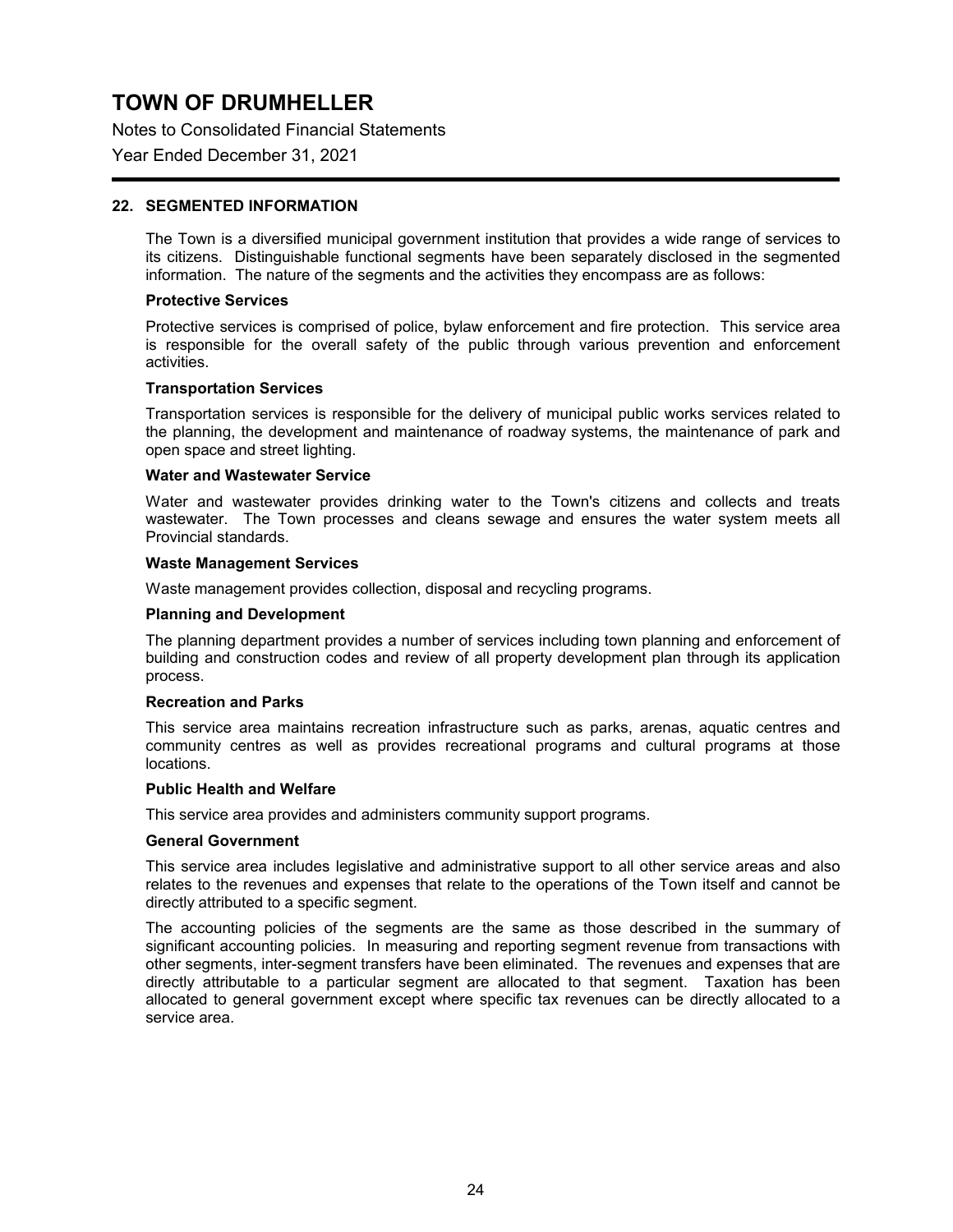# TOWN OF DRUMHELLER

Notes to Consolidated Financial Statements

Year Ended December 31, 2021

## 22. SEGMENTED INFORMATION

The Town is a diversified municipal government institution that provides a wide range of services to its citizens. Distinguishable functional segments have been separately disclosed in the segmented information. The nature of the segments and the activities they encompass are as follows:

**Protective Services**

Protective services is comprised of police, bylaw enforcement and fire protection. This service area is responsible for the overall safety of the public through various prevention and enforcement activities.

**Transportation Services**

Transportation services is responsible for the delivery of municipal public works services related to the planning, the development and maintenance of roadway systems, the maintenance of park and open space and street lighting.

**Water and Wastewater Service**

Water and wastewater provides drinking water to the Town's citizens and collects and treats wastewater. The Town processes and cleans sewage and ensures the water system meets all Provincial standards.

**Waste Management Services**

Waste management provides collection, disposal and recycling programs.

**Planning and Development**

The planning department provides a number of services including town planning and enforcement of building and construction codes and review of all property development plan through its application process.

**Recreation and Parks**

This service area maintains recreation infrastructure such as parks, arenas, aquatic centres and community centres as well as provides recreational programs and cultural programs at those locations.

**Public Health and Welfare**

This service area provides and administers community support programs.

**General Government**

This service area includes legislative and administrative support to all other service areas and also relates to the revenues and expenses that relate to the operations of the Town itself and cannot be directly attributed to a specific segment.

The accounting policies of the segments are the same as those described in the summary of significant accounting policies. In measuring and reporting segment revenue from transactions with other segments, inter-segment transfers have been eliminated. The revenues and expenses that are directly attributable to a particular segment are allocated to that segment. Taxation has been allocated to general government except where specific tax revenues can be directly allocated to a service area.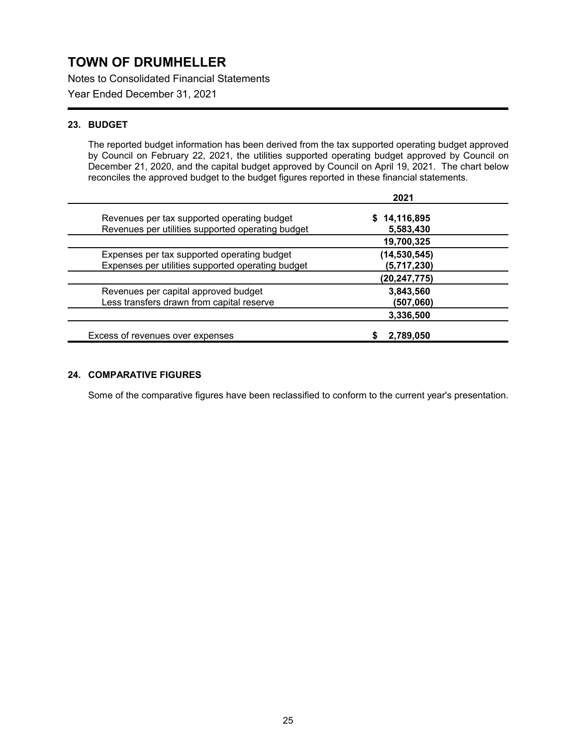# TOWN OF DRUMHELLER

Notes to Consolidated Financial Statements

Year Ended December 31, 2021

## 23. BUDGET

The reported budget information has been derived from the tax supported operating budget approved by Council on February 22, 2021, the utilities supported operating budget approved by Council on December 21, 2020, and the capital budget approved by Council on April 19, 2021. The chart below reconciles the approved budget to the budget figures reported in these financial statements.

| | 2021 |
|---|---|
| Revenues per tax supported operating budget | $ 14,116,895 |
| Revenues per utilities supported operating budget | 5,583,430 |
| | **19,700,325** |
| Expenses per tax supported operating budget | (14,530,545) |
| Expenses per utilities supported operating budget | (5,717,230) |
| | **(20,247,775)** |
| Revenues per capital approved budget | 3,843,560 |
| Less transfers drawn from capital reserve | (507,060) |
| | **3,336,500** |
| Excess of revenues over expenses | **$ 2,789,050** |

## 24. COMPARATIVE FIGURES

Some of the comparative figures have been reclassified to conform to the current year's presentation.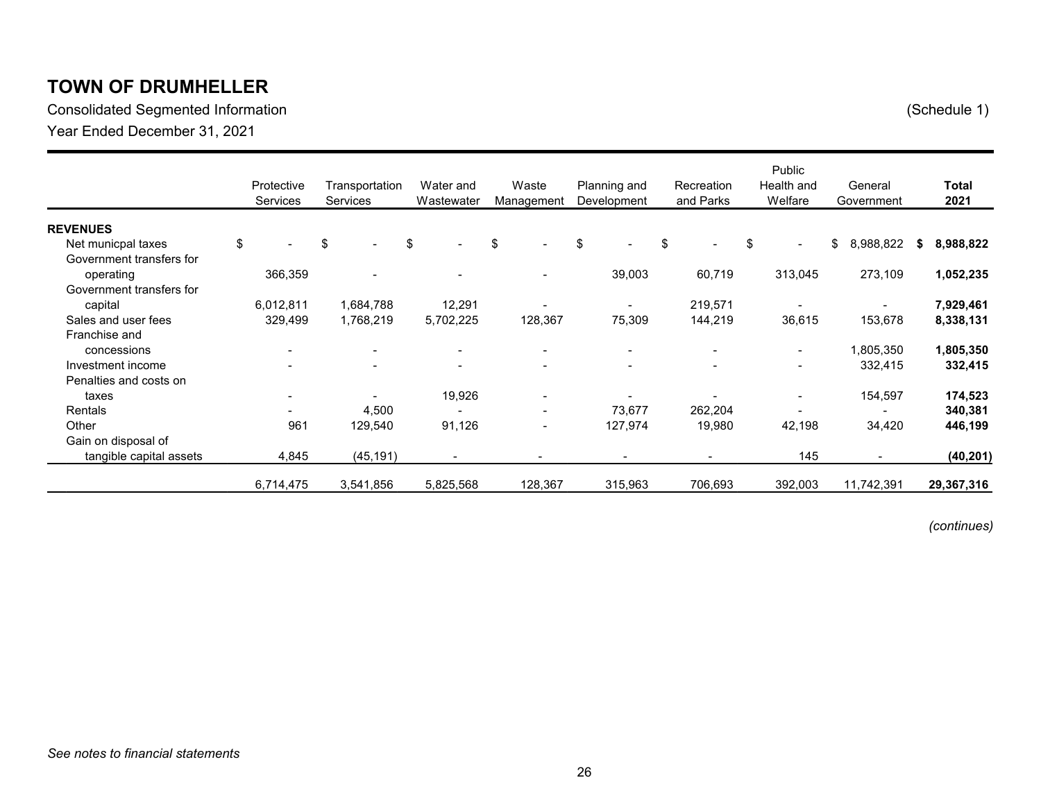# TOWN OF DRUMHELLER

Consolidated Segmented Information (Schedule 1)

Year Ended December 31, 2021

| | Protective Services | Transportation Services | Water and Wastewater | Waste Management | Planning and Development | Recreation and Parks | Public Health and Welfare | General Government | **Total 2021** |
|---|---|---|---|---|---|---|---|---|---|
| **REVENUES** | | | | | | | | | |
| Net municpal taxes | $ - | $ - | $ - | $ - | $ - | $ - | $ - | $ 8,988,822 | **$ 8,988,822** |
| Government transfers for operating | 366,359 | - | - | - | 39,003 | 60,719 | 313,045 | 273,109 | **1,052,235** |
| Government transfers for capital | 6,012,811 | 1,684,788 | 12,291 | - | - | 219,571 | - | - | **7,929,461** |
| Sales and user fees | 329,499 | 1,768,219 | 5,702,225 | 128,367 | 75,309 | 144,219 | 36,615 | 153,678 | **8,338,131** |
| Franchise and concessions | - | - | - | - | - | - | - | 1,805,350 | **1,805,350** |
| Investment income | - | - | - | - | - | - | - | 332,415 | **332,415** |
| Penalties and costs on taxes | - | - | 19,926 | - | - | - | - | 154,597 | **174,523** |
| Rentals | - | 4,500 | - | - | 73,677 | 262,204 | - | - | **340,381** |
| Other | 961 | 129,540 | 91,126 | - | 127,974 | 19,980 | 42,198 | 34,420 | **446,199** |
| Gain on disposal of tangible capital assets | 4,845 | (45,191) | - | - | - | - | 145 | - | **(40,201)** |
| | 6,714,475 | 3,541,856 | 5,825,568 | 128,367 | 315,963 | 706,693 | 392,003 | 11,742,391 | **29,367,316** |

*(continues)*

*See notes to financial statements*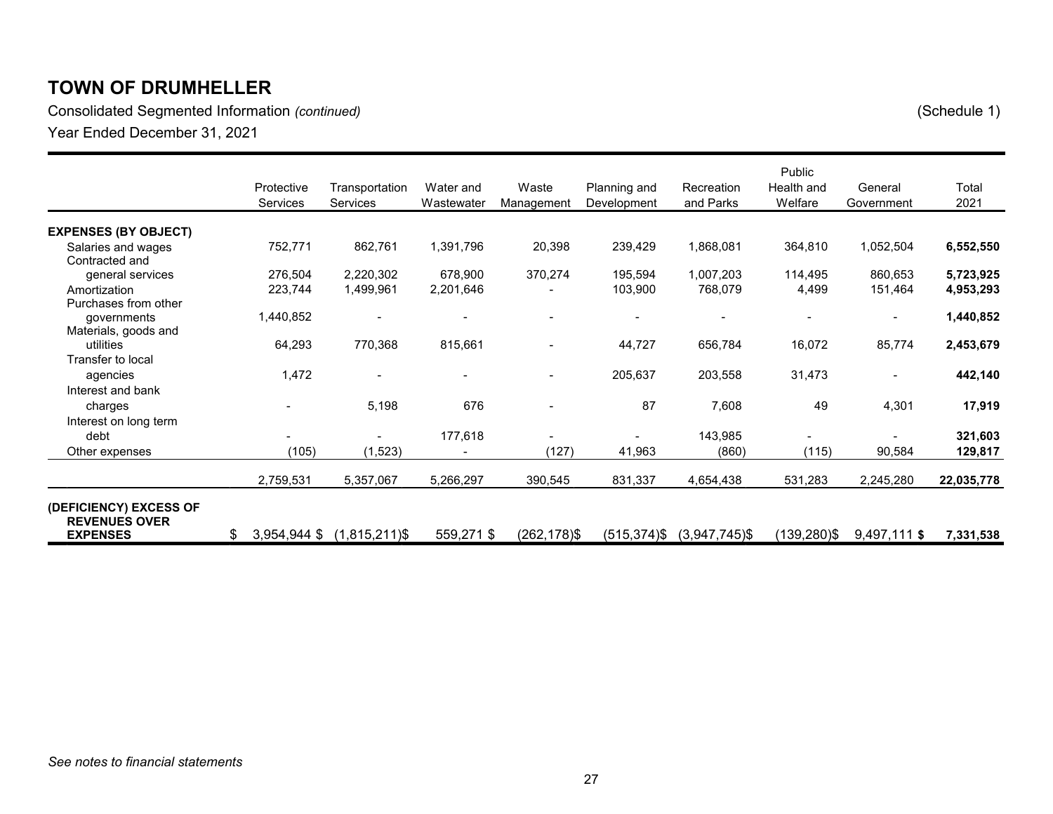# TOWN OF DRUMHELLER

Consolidated Segmented Information *(continued)* (Schedule 1)

Year Ended December 31, 2021

| | Protective Services | Transportation Services | Water and Wastewater | Waste Management | Planning and Development | Recreation and Parks | Public Health and Welfare | General Government | Total 2021 |
|---|---|---|---|---|---|---|---|---|---|
| **EXPENSES (BY OBJECT)** | | | | | | | | | |
| Salaries and wages | 752,771 | 862,761 | 1,391,796 | 20,398 | 239,429 | 1,868,081 | 364,810 | 1,052,504 | **6,552,550** |
| Contracted and general services | 276,504 | 2,220,302 | 678,900 | 370,274 | 195,594 | 1,007,203 | 114,495 | 860,653 | **5,723,925** |
| Amortization | 223,744 | 1,499,961 | 2,201,646 | - | 103,900 | 768,079 | 4,499 | 151,464 | **4,953,293** |
| Purchases from other governments | 1,440,852 | - | - | - | - | - | - | - | **1,440,852** |
| Materials, goods and utilities | 64,293 | 770,368 | 815,661 | - | 44,727 | 656,784 | 16,072 | 85,774 | **2,453,679** |
| Transfer to local agencies | 1,472 | - | - | - | 205,637 | 203,558 | 31,473 | - | **442,140** |
| Interest and bank charges | - | 5,198 | 676 | - | 87 | 7,608 | 49 | 4,301 | **17,919** |
| Interest on long term debt | - | - | 177,618 | - | - | 143,985 | - | - | **321,603** |
| Other expenses | (105) | (1,523) | - | (127) | 41,963 | (860) | (115) | 90,584 | **129,817** |
| | 2,759,531 | 5,357,067 | 5,266,297 | 390,545 | 831,337 | 4,654,438 | 531,283 | 2,245,280 | **22,035,778** |
| **(DEFICIENCY) EXCESS OF REVENUES OVER EXPENSES** | $ 3,954,944 | $ (1,815,211) | $ 559,271 | $ (262,178) | $ (515,374) | $ (3,947,745) | $ (139,280) | $ 9,497,111 | **$ 7,331,538** |

*See notes to financial statements*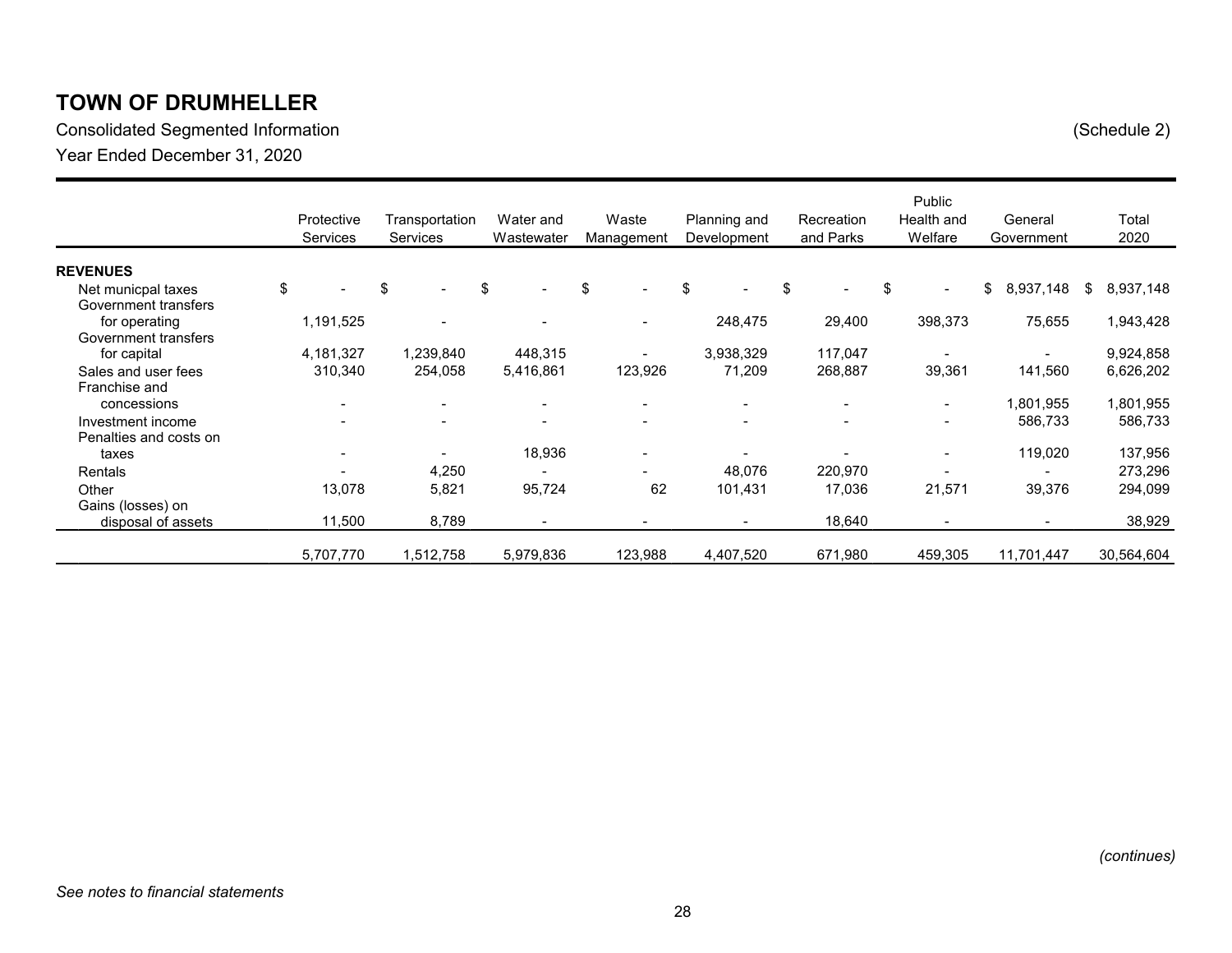# TOWN OF DRUMHELLER

Consolidated Segmented Information (Schedule 2)

Year Ended December 31, 2020

| | Protective Services | Transportation Services | Water and Wastewater | Waste Management | Planning and Development | Recreation and Parks | Public Health and Welfare | General Government | Total 2020 |
|---|---|---|---|---|---|---|---|---|---|
| **REVENUES** | | | | | | | | | |
| Net municpal taxes | $ - | $ - | $ - | $ - | $ - | $ - | $ - | $ 8,937,148 | $ 8,937,148 |
| Government transfers for operating | 1,191,525 | - | - | - | 248,475 | 29,400 | 398,373 | 75,655 | 1,943,428 |
| Government transfers for capital | 4,181,327 | 1,239,840 | 448,315 | - | 3,938,329 | 117,047 | - | - | 9,924,858 |
| Sales and user fees | 310,340 | 254,058 | 5,416,861 | 123,926 | 71,209 | 268,887 | 39,361 | 141,560 | 6,626,202 |
| Franchise and concessions | - | - | - | - | - | - | - | 1,801,955 | 1,801,955 |
| Investment income | - | - | - | - | - | - | - | 586,733 | 586,733 |
| Penalties and costs on taxes | - | - | 18,936 | - | - | - | - | 119,020 | 137,956 |
| Rentals | - | 4,250 | - | - | 48,076 | 220,970 | - | - | 273,296 |
| Other | 13,078 | 5,821 | 95,724 | 62 | 101,431 | 17,036 | 21,571 | 39,376 | 294,099 |
| Gains (losses) on disposal of assets | 11,500 | 8,789 | - | - | - | 18,640 | - | - | 38,929 |
| | 5,707,770 | 1,512,758 | 5,979,836 | 123,988 | 4,407,520 | 671,980 | 459,305 | 11,701,447 | 30,564,604 |

*(continues)*

*See notes to financial statements*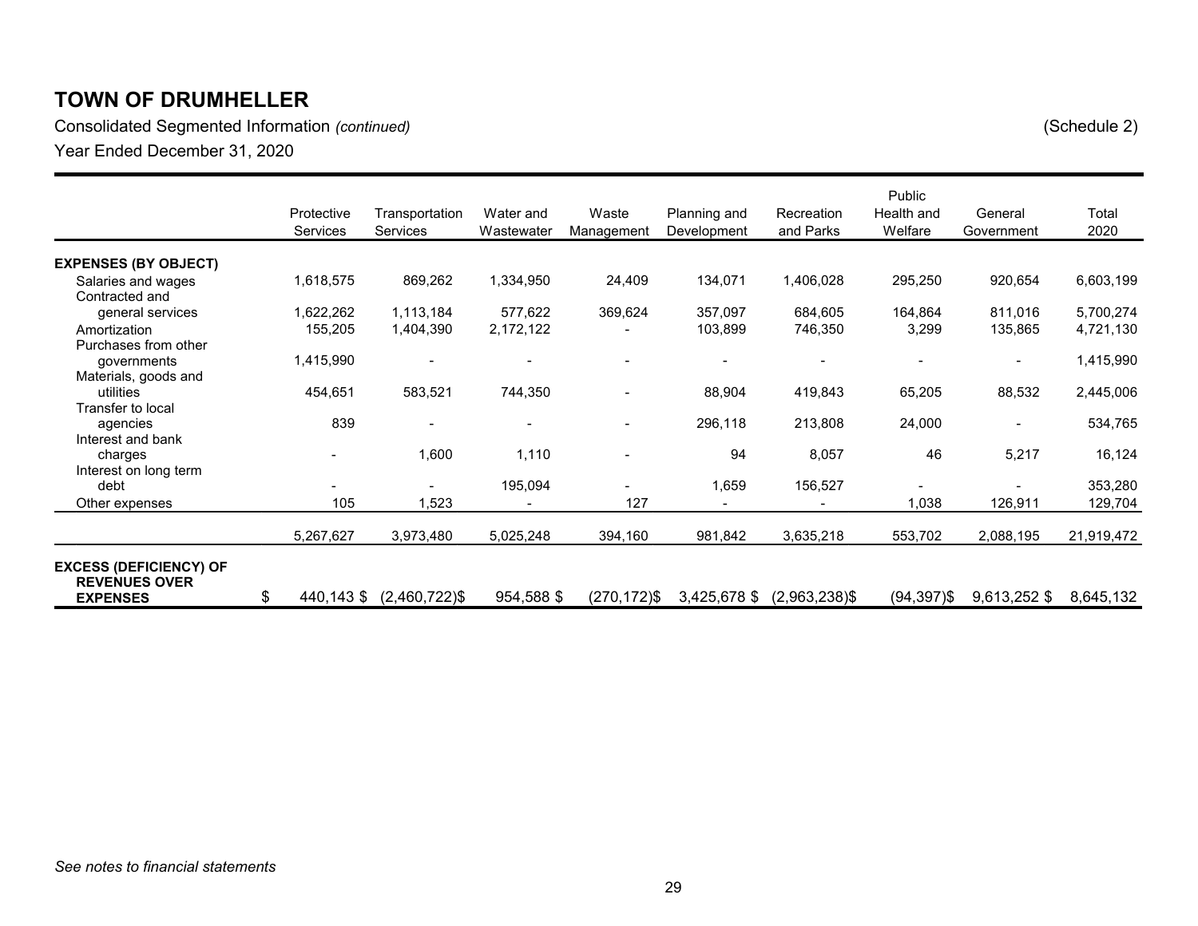# TOWN OF DRUMHELLER

Consolidated Segmented Information *(continued)* (Schedule 2)

Year Ended December 31, 2020

| | Protective Services | Transportation Services | Water and Wastewater | Waste Management | Planning and Development | Recreation and Parks | Public Health and Welfare | General Government | Total 2020 |
|---|---|---|---|---|---|---|---|---|---|
| **EXPENSES (BY OBJECT)** | | | | | | | | | |
| Salaries and wages | 1,618,575 | 869,262 | 1,334,950 | 24,409 | 134,071 | 1,406,028 | 295,250 | 920,654 | 6,603,199 |
| Contracted and general services | 1,622,262 | 1,113,184 | 577,622 | 369,624 | 357,097 | 684,605 | 164,864 | 811,016 | 5,700,274 |
| Amortization | 155,205 | 1,404,390 | 2,172,122 | - | 103,899 | 746,350 | 3,299 | 135,865 | 4,721,130 |
| Purchases from other governments | 1,415,990 | - | - | - | - | - | - | - | 1,415,990 |
| Materials, goods and utilities | 454,651 | 583,521 | 744,350 | - | 88,904 | 419,843 | 65,205 | 88,532 | 2,445,006 |
| Transfer to local agencies | 839 | - | - | - | 296,118 | 213,808 | 24,000 | - | 534,765 |
| Interest and bank charges | - | 1,600 | 1,110 | - | 94 | 8,057 | 46 | 5,217 | 16,124 |
| Interest on long term debt | - | - | 195,094 | - | 1,659 | 156,527 | - | - | 353,280 |
| Other expenses | 105 | 1,523 | - | 127 | - | - | 1,038 | 126,911 | 129,704 |
| | 5,267,627 | 3,973,480 | 5,025,248 | 394,160 | 981,842 | 3,635,218 | 553,702 | 2,088,195 | 21,919,472 |
| **EXCESS (DEFICIENCY) OF REVENUES OVER EXPENSES** | $ 440,143 $ | (2,460,722)$ | 954,588 $ | (270,172)$ | 3,425,678 $ | (2,963,238)$ | (94,397)$ | 9,613,252 $ | 8,645,132 |

*See notes to financial statements*